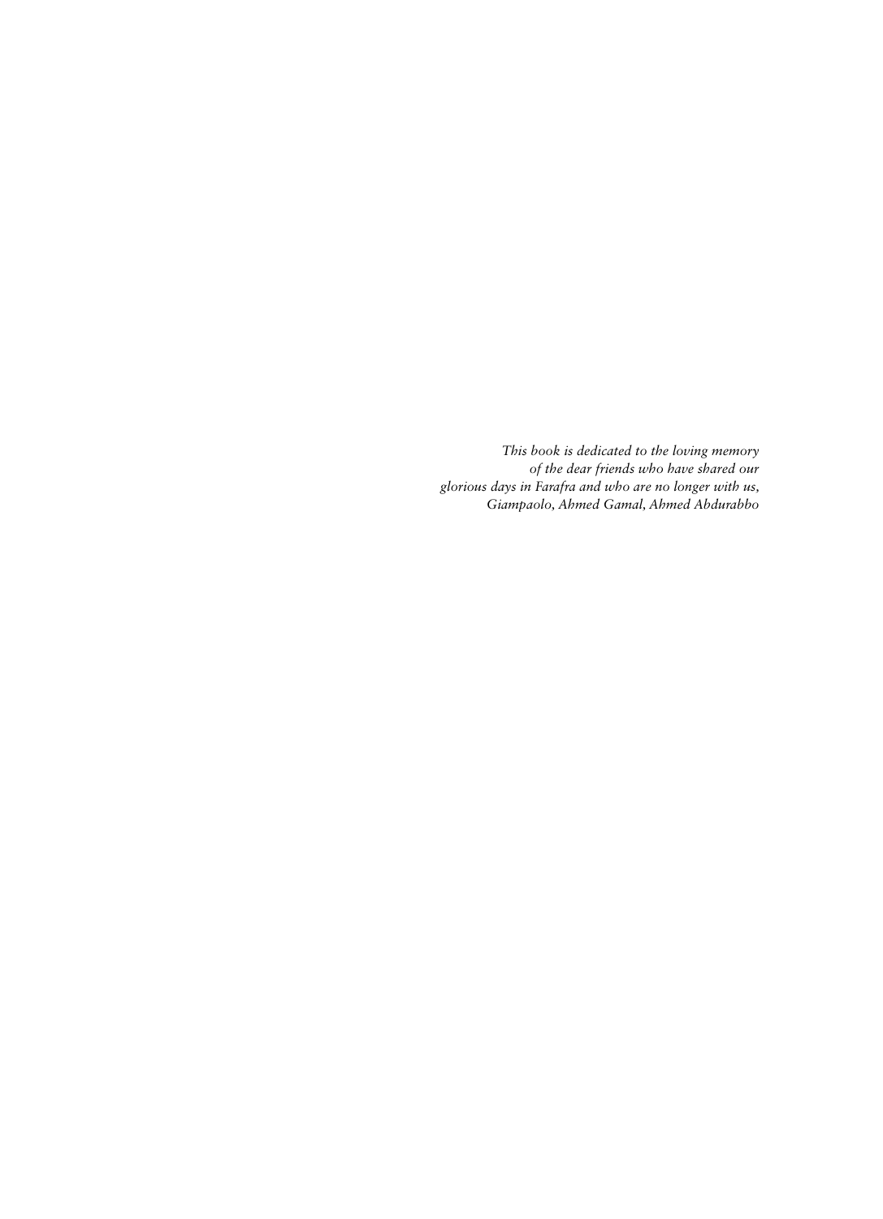*This book is dedicated to the loving memory
of the dear friends who have shared our
glorious days in Farafra and who are no longer with us,
Giampaolo, Ahmed Gamal, Ahmed Abdurabbo*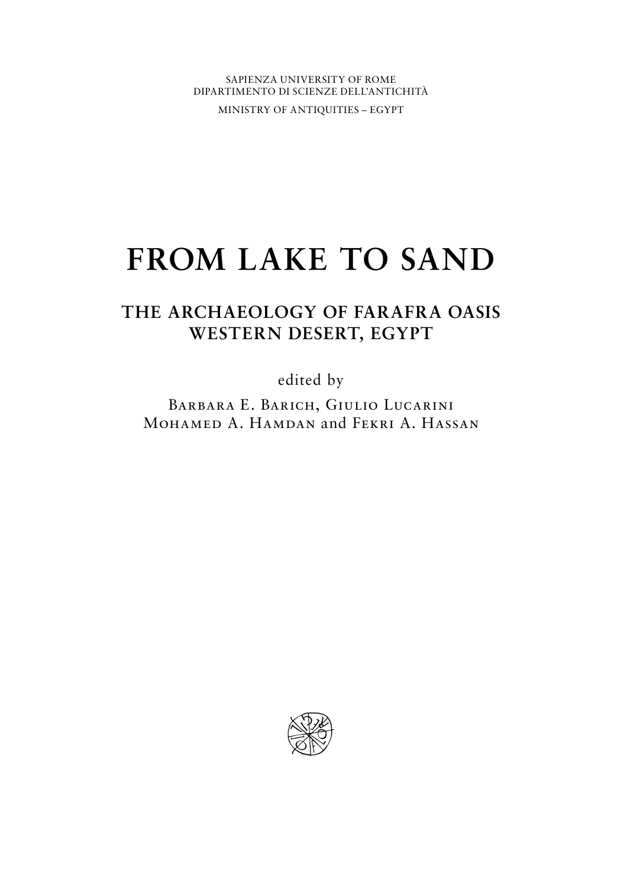SAPIENZA UNIVERSITY OF ROME
DIPARTIMENTO DI SCIENZE DELL'ANTICHITÀ

MINISTRY OF ANTIQUITIES – EGYPT

# FROM LAKE TO SAND

## THE ARCHAEOLOGY OF FARAFRA OASIS WESTERN DESERT, EGYPT

edited by

Barbara E. Barich, Giulio Lucarini
Mohamed A. Hamdan and Fekri A. Hassan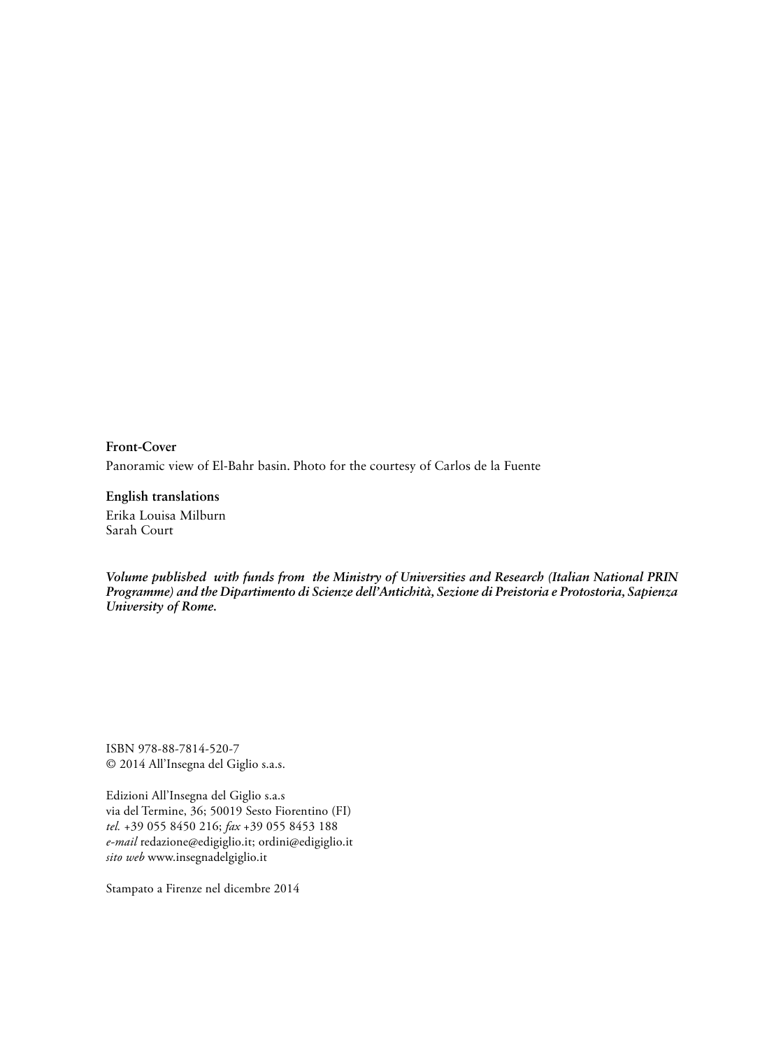**Front-Cover**

Panoramic view of El-Bahr basin. Photo for the courtesy of Carlos de la Fuente

**English translations**

Erika Louisa Milburn
Sarah Court

***Volume published with funds from the Ministry of Universities and Research (Italian National PRIN Programme) and the Dipartimento di Scienze dell'Antichità, Sezione di Preistoria e Protostoria, Sapienza University of Rome.***

ISBN 978-88-7814-520-7
© 2014 All'Insegna del Giglio s.a.s.

Edizioni All'Insegna del Giglio s.a.s
via del Termine, 36; 50019 Sesto Fiorentino (FI)
*tel.* +39 055 8450 216; *fax* +39 055 8453 188
*e-mail* redazione@edigiglio.it; ordini@edigiglio.it
*sito web* www.insegnadelgiglio.it

Stampato a Firenze nel dicembre 2014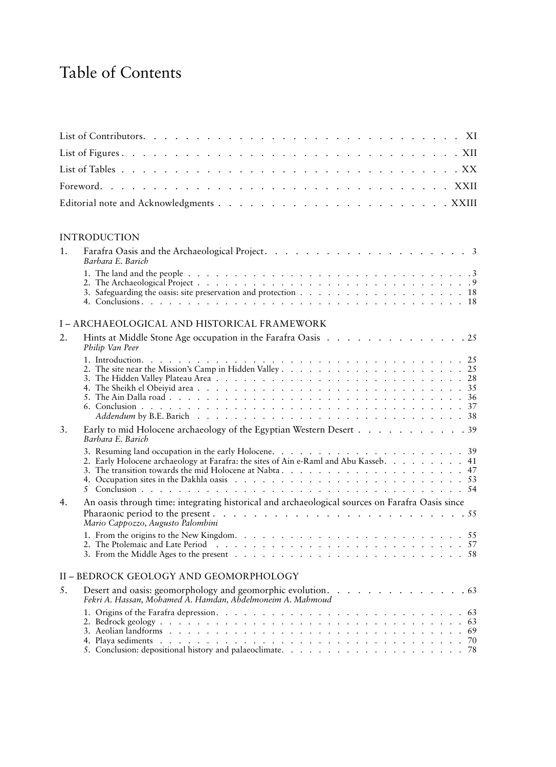# Table of Contents

List of Contributors. . . . . . . . . . . . . . . . . . . . . . . . . . . . . XI

List of Figures . . . . . . . . . . . . . . . . . . . . . . . . . . . . . . XII

List of Tables . . . . . . . . . . . . . . . . . . . . . . . . . . . . . . XX

Foreword. . . . . . . . . . . . . . . . . . . . . . . . . . . . . . . . XXII

Editorial note and Acknowledgments . . . . . . . . . . . . . . . . . . . . . XXIII

## INTRODUCTION

1. Farafra Oasis and the Archaeological Project. . . . . . . . . . . . . . . . . . . . 3
   *Barbara E. Barich*
   1. The land and the people . . . . . . . . . . . . . . . . . . . . . . . . . . . 3
   2. The Archaeological Project . . . . . . . . . . . . . . . . . . . . . . . . . 9
   3. Safeguarding the oasis: site preservation and protection . . . . . . . . . . . . . . . 18
   4. Conclusions . . . . . . . . . . . . . . . . . . . . . . . . . . . . . . . 18

## I – ARCHAEOLOGICAL AND HISTORICAL FRAMEWORK

2. Hints at Middle Stone Age occupation in the Farafra Oasis . . . . . . . . . . . . . . 25
   *Philip Van Peer*
   1. Introduction. . . . . . . . . . . . . . . . . . . . . . . . . . . . . . . 25
   2. The site near the Mission's Camp in Hidden Valley . . . . . . . . . . . . . . . . 25
   3. The Hidden Valley Plateau Area . . . . . . . . . . . . . . . . . . . . . . . 28
   4. The Sheikh el Obeiyid area . . . . . . . . . . . . . . . . . . . . . . . . 35
   5. The Ain Dalla road . . . . . . . . . . . . . . . . . . . . . . . . . . . . 36
   6. Conclusion . . . . . . . . . . . . . . . . . . . . . . . . . . . . . . . 37

   *Addendum* by B.E. Barich . . . . . . . . . . . . . . . . . . . . . . . . . 38
3. Early to mid Holocene archaeology of the Egyptian Western Desert . . . . . . . . . . . 39
   *Barbara E. Barich*

   3. Resuming land occupation in the early Holocene. . . . . . . . . . . . . . . . . . 39

   2. Early Holocene archaeology at Farafra: the sites of Ain e-Raml and Abu Kasseb. . . . . . . . . 41

   3. The transition towards the mid Holocene at Nabta . . . . . . . . . . . . . . . . . 47

   4. Occupation sites in the Dakhla oasis . . . . . . . . . . . . . . . . . . . . . 53

   5 Conclusion . . . . . . . . . . . . . . . . . . . . . . . . . . . . . . . 54
4. An oasis through time: integrating historical and archaeological sources on Farafra Oasis since Pharaonic period to the present . . . . . . . . . . . . . . . . . . . . . . . . 55
   *Mario Cappozzo, Augusto Palombini*
   1. From the origins to the New Kingdom. . . . . . . . . . . . . . . . . . . . . . 55
   2. The Ptolemaic and Late Period . . . . . . . . . . . . . . . . . . . . . . . 57
   3. From the Middle Ages to the present . . . . . . . . . . . . . . . . . . . . . 58

## II – BEDROCK GEOLOGY AND GEOMORPHOLOGY

5. Desert and oasis: geomorphology and geomorphic evolution. . . . . . . . . . . . . . 63
   *Fekri A. Hassan, Mohamed A. Hamdan, Abdelmoneim A. Mahmoud*
   1. Origins of the Farafra depression. . . . . . . . . . . . . . . . . . . . . . . 63
   2. Bedrock geology . . . . . . . . . . . . . . . . . . . . . . . . . . . . . 63
   3. Aeolian landforms . . . . . . . . . . . . . . . . . . . . . . . . . . . . 69
   4. Playa sediments . . . . . . . . . . . . . . . . . . . . . . . . . . . . . 70
   5. Conclusion: depositional history and palaeoclimate. . . . . . . . . . . . . . . . . 78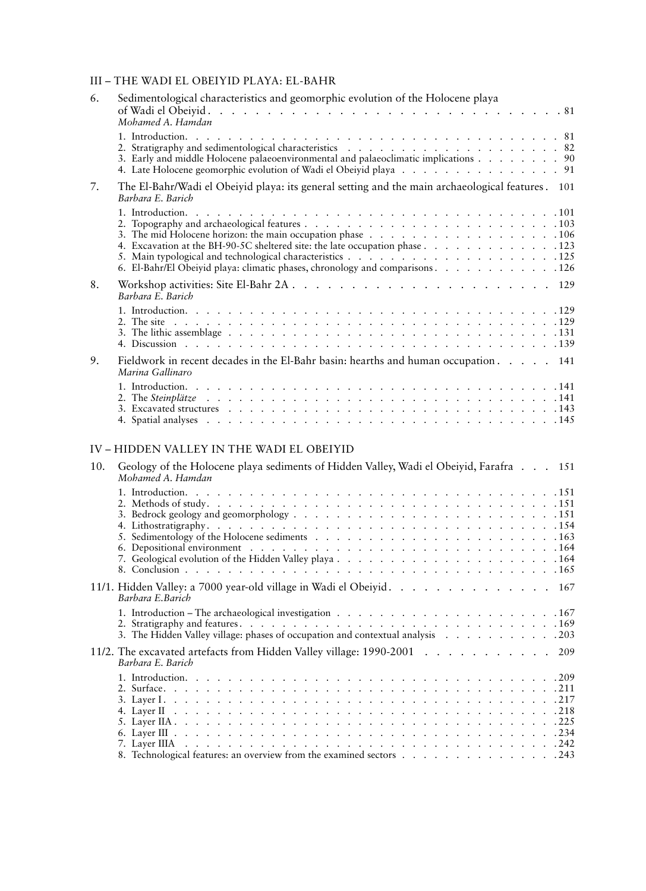## III – THE WADI EL OBEIYID PLAYA: EL-BAHR

6. Sedimentological characteristics and geomorphic evolution of the Holocene playa of Wadi el Obeiyid . . . . . . . . . . . . . . . . . . . . . . . . . . . . . 81
*Mohamed A. Hamdan*
   1. Introduction . . . . . . . . . . . . . . . . . . . . . . . . . . . . . . . . 81
   2. Stratigraphy and sedimentological characteristics . . . . . . . . . . . . . . . . . . . 82
   3. Early and middle Holocene palaeoenvironmental and palaeoclimatic implications . . . . . . . . 90
   4. Late Holocene geomorphic evolution of Wadi el Obeiyid playa . . . . . . . . . . . . . . 91

7. The El-Bahr/Wadi el Obeiyid playa: its general setting and the main archaeological features . 101
*Barbara E. Barich*
   1. Introduction . . . . . . . . . . . . . . . . . . . . . . . . . . . . . . . . 101
   2. Topography and archaeological features . . . . . . . . . . . . . . . . . . . . . . 103
   3. The mid Holocene horizon: the main occupation phase . . . . . . . . . . . . . . . . . 106
   4. Excavation at the BH-90-5C sheltered site: the late occupation phase . . . . . . . . . . . 123
   5. Main typological and technological characteristics . . . . . . . . . . . . . . . . . . 125
   6. El-Bahr/El Obeiyid playa: climatic phases, chronology and comparisons . . . . . . . . . . . 126

8. Workshop activities: Site El-Bahr 2A . . . . . . . . . . . . . . . . . . . . . . . 129
*Barbara E. Barich*
   1. Introduction . . . . . . . . . . . . . . . . . . . . . . . . . . . . . . . . 129
   2. The site . . . . . . . . . . . . . . . . . . . . . . . . . . . . . . . . . 129
   3. The lithic assemblage . . . . . . . . . . . . . . . . . . . . . . . . . . . . 131
   4. Discussion . . . . . . . . . . . . . . . . . . . . . . . . . . . . . . . . 139

9. Fieldwork in recent decades in the El-Bahr basin: hearths and human occupation . . . . . 141
*Marina Gallinaro*
   1. Introduction . . . . . . . . . . . . . . . . . . . . . . . . . . . . . . . . 141
   2. The *Steinplätze* . . . . . . . . . . . . . . . . . . . . . . . . . . . . . . 141
   3. Excavated structures . . . . . . . . . . . . . . . . . . . . . . . . . . . . 143
   4. Spatial analyses . . . . . . . . . . . . . . . . . . . . . . . . . . . . . . 145

## IV – HIDDEN VALLEY IN THE WADI EL OBEIYID

10. Geology of the Holocene playa sediments of Hidden Valley, Wadi el Obeiyid, Farafra . . . 151
*Mohamed A. Hamdan*
   1. Introduction . . . . . . . . . . . . . . . . . . . . . . . . . . . . . . . . 151
   2. Methods of study . . . . . . . . . . . . . . . . . . . . . . . . . . . . . . 151
   3. Bedrock geology and geomorphology . . . . . . . . . . . . . . . . . . . . . . . 151
   4. Lithostratigraphy . . . . . . . . . . . . . . . . . . . . . . . . . . . . . . 154
   5. Sedimentology of the Holocene sediments . . . . . . . . . . . . . . . . . . . . . 163
   6. Depositional environment . . . . . . . . . . . . . . . . . . . . . . . . . . . 164
   7. Geological evolution of the Hidden Valley playa . . . . . . . . . . . . . . . . . . . 164
   8. Conclusion . . . . . . . . . . . . . . . . . . . . . . . . . . . . . . . . 165

11/1. Hidden Valley: a 7000 year-old village in Wadi el Obeiyid . . . . . . . . . . . . . . 167
*Barbara E.Barich*
   1. Introduction – The archaeological investigation . . . . . . . . . . . . . . . . . . . 167
   2. Stratigraphy and features . . . . . . . . . . . . . . . . . . . . . . . . . . . 169
   3. The Hidden Valley village: phases of occupation and contextual analysis . . . . . . . . . . 203

11/2. The excavated artefacts from Hidden Valley village: 1990-2001 . . . . . . . . . . . 209
*Barbara E. Barich*
   1. Introduction . . . . . . . . . . . . . . . . . . . . . . . . . . . . . . . . 209
   2. Surface . . . . . . . . . . . . . . . . . . . . . . . . . . . . . . . . . . 211
   3. Layer I . . . . . . . . . . . . . . . . . . . . . . . . . . . . . . . . . . 217
   4. Layer II . . . . . . . . . . . . . . . . . . . . . . . . . . . . . . . . . 218
   5. Layer IIA . . . . . . . . . . . . . . . . . . . . . . . . . . . . . . . . 225
   6. Layer III . . . . . . . . . . . . . . . . . . . . . . . . . . . . . . . . . 234
   7. Layer IIIA . . . . . . . . . . . . . . . . . . . . . . . . . . . . . . . . 242
   8. Technological features: an overview from the examined sectors . . . . . . . . . . . . . 243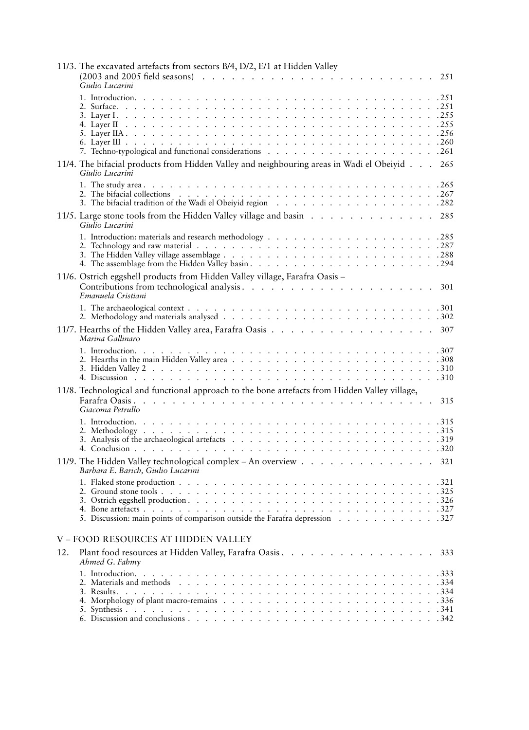11/3. The excavated artefacts from sectors B/4, D/2, E/1 at Hidden Valley (2003 and 2005 field seasons) . . . . . 251
*Giulio Lucarini*

1. Introduction. . . . . 251
2. Surface. . . . . 251
3. Layer I. . . . . 255
4. Layer II . . . . . 255
5. Layer IIA . . . . . 256
6. Layer III . . . . . 260
7. Techno-typological and functional considerations . . . . . 261

11/4. The bifacial products from Hidden Valley and neighbouring areas in Wadi el Obeiyid . . . 265
*Giulio Lucarini*

1. The study area . . . . . 265
2. The bifacial collections . . . . . 267
3. The bifacial tradition of the Wadi el Obeiyid region . . . . . 282

11/5. Large stone tools from the Hidden Valley village and basin . . . . . 285
*Giulio Lucarini*

1. Introduction: materials and research methodology . . . . . 285
2. Technology and raw material . . . . . 287
3. The Hidden Valley village assemblage . . . . . 288
4. The assemblage from the Hidden Valley basin . . . . . 294

11/6. Ostrich eggshell products from Hidden Valley village, Farafra Oasis – Contributions from technological analysis . . . . . 301
*Emanuela Cristiani*

1. The archaeological context . . . . . 301
2. Methodology and materials analysed . . . . . 302

11/7. Hearths of the Hidden Valley area, Farafra Oasis . . . . . 307
*Marina Gallinaro*

1. Introduction. . . . . 307
2. Hearths in the main Hidden Valley area . . . . . 308
3. Hidden Valley 2 . . . . . 310
4. Discussion . . . . . 310

11/8. Technological and functional approach to the bone artefacts from Hidden Valley village, Farafra Oasis . . . . . 315
*Giacoma Petrullo*

1. Introduction. . . . . 315
2. Methodology . . . . . 315
3. Analysis of the archaeological artefacts . . . . . 319
4. Conclusion . . . . . 320

11/9. The Hidden Valley technological complex – An overview . . . . . 321
*Barbara E. Barich, Giulio Lucarini*

1. Flaked stone production . . . . . 321
2. Ground stone tools . . . . . 325
3. Ostrich eggshell production . . . . . 326
4. Bone artefacts . . . . . 327
5. Discussion: main points of comparison outside the Farafra depression . . . . . 327

## V – FOOD RESOURCES AT HIDDEN VALLEY

12. Plant food resources at Hidden Valley, Farafra Oasis . . . . . 333
*Ahmed G. Fahmy*

1. Introduction. . . . . 333
2. Materials and methods . . . . . 334
3. Results. . . . . 334
4. Morphology of plant macro-remains . . . . . 336
5. Synthesis . . . . . 341
6. Discussion and conclusions . . . . . 342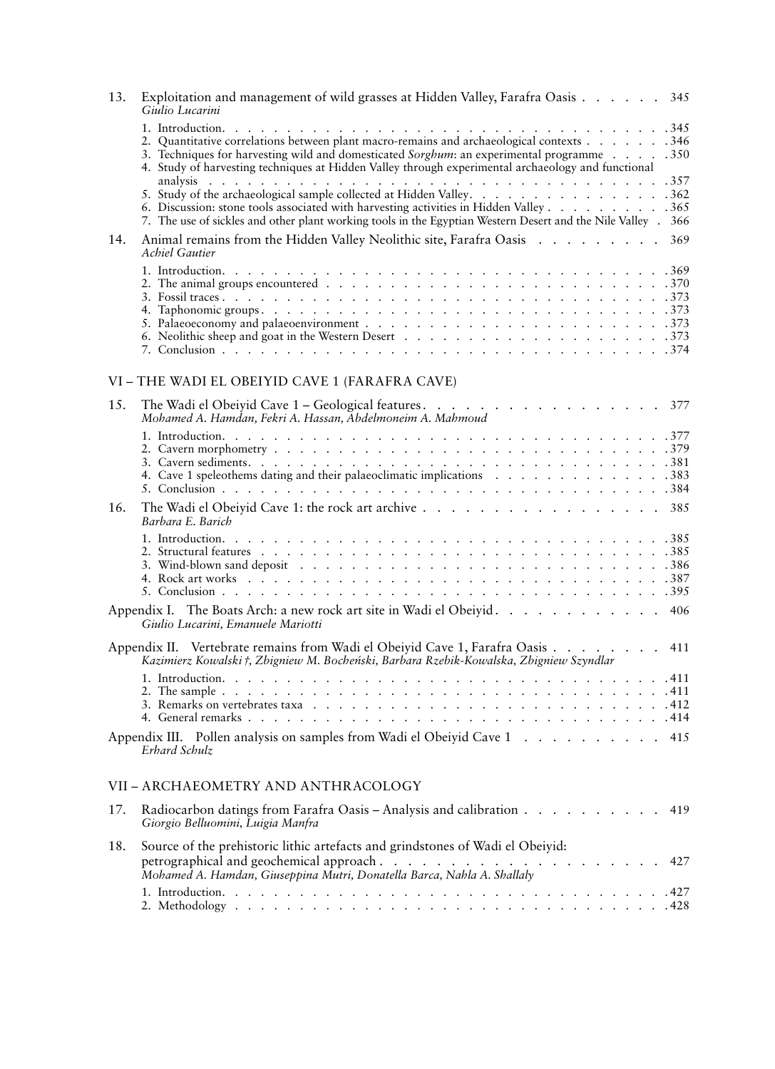13. Exploitation and management of wild grasses at Hidden Valley, Farafra Oasis . . . . . . 345
*Giulio Lucarini*

1. Introduction. . . . . . 345
2. Quantitative correlations between plant macro-remains and archaeological contexts . . . . . . 346
3. Techniques for harvesting wild and domesticated *Sorghum*: an experimental programme . . . . . 350
4. Study of harvesting techniques at Hidden Valley through experimental archaeology and functional analysis . . . . . . 357
5. Study of the archaeological sample collected at Hidden Valley. . . . . . 362
6. Discussion: stone tools associated with harvesting activities in Hidden Valley . . . . . . 365
7. The use of sickles and other plant working tools in the Egyptian Western Desert and the Nile Valley . 366

14. Animal remains from the Hidden Valley Neolithic site, Farafra Oasis . . . . . . 369
*Achiel Gautier*

1. Introduction. . . . . . 369
2. The animal groups encountered . . . . . . 370
3. Fossil traces . . . . . . 373
4. Taphonomic groups . . . . . . 373
5. Palaeoeconomy and palaeoenvironment . . . . . . 373
6. Neolithic sheep and goat in the Western Desert . . . . . . 373
7. Conclusion . . . . . . 374

## VI – THE WADI EL OBEIYID CAVE 1 (FARAFRA CAVE)

15. The Wadi el Obeiyid Cave 1 – Geological features. . . . . . 377
*Mohamed A. Hamdan, Fekri A. Hassan, Abdelmoneim A. Mahmoud*

1. Introduction. . . . . . 377
2. Cavern morphometry . . . . . . 379
3. Cavern sediments. . . . . . 381
4. Cave 1 speleothems dating and their palaeoclimatic implications . . . . . . 383
5. Conclusion . . . . . . 384

16. The Wadi el Obeiyid Cave 1: the rock art archive . . . . . . 385
*Barbara E. Barich*

1. Introduction. . . . . . 385
2. Structural features . . . . . . 385
3. Wind-blown sand deposit . . . . . . 386
4. Rock art works . . . . . . 387
5. Conclusion . . . . . . 395

Appendix I. The Boats Arch: a new rock art site in Wadi el Obeiyid. . . . . . 406
*Giulio Lucarini, Emanuele Mariotti*

Appendix II. Vertebrate remains from Wadi el Obeiyid Cave 1, Farafra Oasis . . . . . . 411
*Kazimierz Kowalski †, Zbigniew M. Bocheński, Barbara Rzebik-Kowalska, Zbigniew Szyndlar*

1. Introduction. . . . . . 411
2. The sample . . . . . . 411
3. Remarks on vertebrates taxa . . . . . . 412
4. General remarks . . . . . . 414

Appendix III. Pollen analysis on samples from Wadi el Obeiyid Cave 1 . . . . . . 415
*Erhard Schulz*

## VII – ARCHAEOMETRY AND ANTHRACOLOGY

17. Radiocarbon datings from Farafra Oasis – Analysis and calibration . . . . . . 419
*Giorgio Belluomini, Luigia Manfra*

18. Source of the prehistoric lithic artefacts and grindstones of Wadi el Obeiyid: petrographical and geochemical approach . . . . . . 427
*Mohamed A. Hamdan, Giuseppina Mutri, Donatella Barca, Nahla A. Shallaly*

1. Introduction. . . . . . 427
2. Methodology . . . . . . 428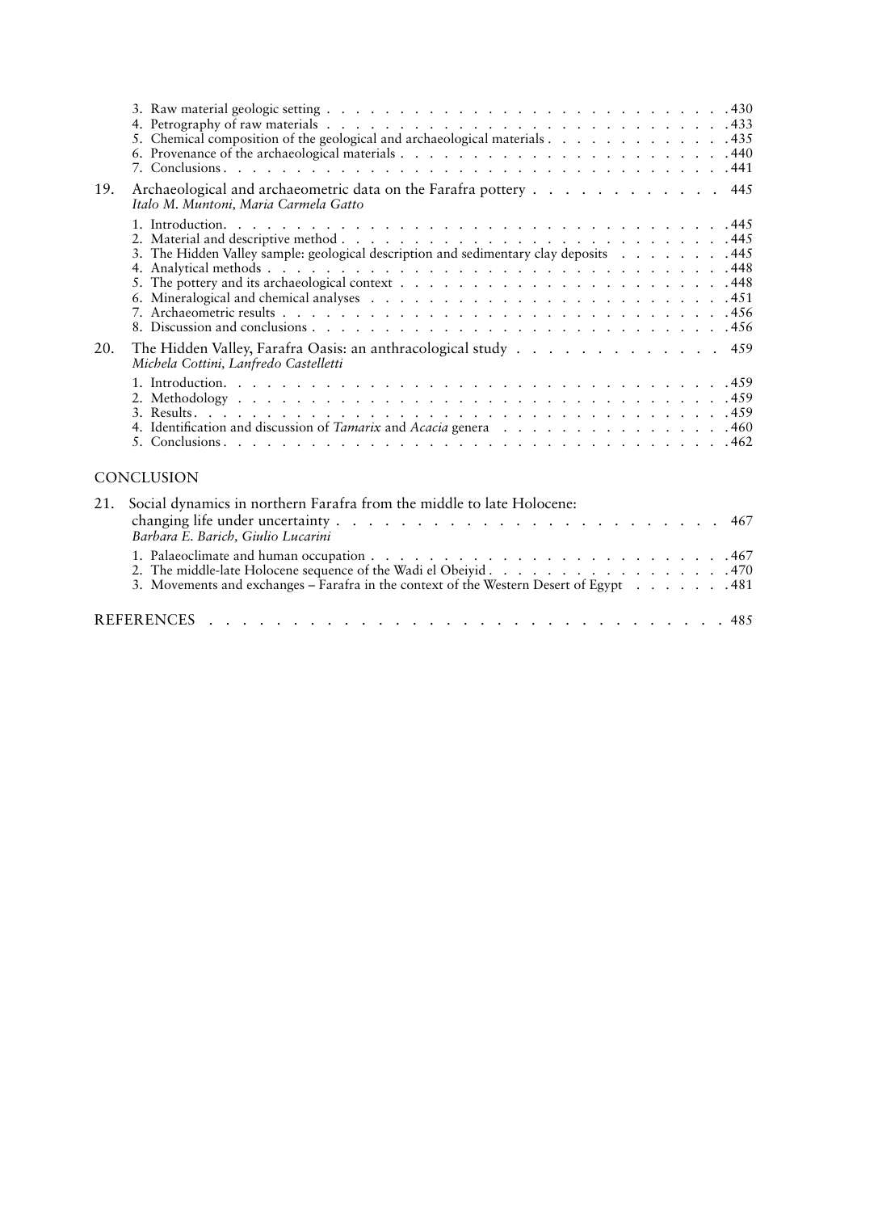3. Raw material geologic setting . . . . . . . . . . . . . . . . . . . . . . . . . . . . 430
4. Petrography of raw materials . . . . . . . . . . . . . . . . . . . . . . . . . . . . 433
5. Chemical composition of the geological and archaeological materials . . . . . . . . . . . . 435
6. Provenance of the archaeological materials . . . . . . . . . . . . . . . . . . . . . . 440
7. Conclusions . . . . . . . . . . . . . . . . . . . . . . . . . . . . . . . . . . 441

19. Archaeological and archaeometric data on the Farafra pottery . . . . . . . . . . . . 445
*Italo M. Muntoni, Maria Carmela Gatto*

1. Introduction. . . . . . . . . . . . . . . . . . . . . . . . . . . . . . . . . . 445
2. Material and descriptive method . . . . . . . . . . . . . . . . . . . . . . . . . 445
3. The Hidden Valley sample: geological description and sedimentary clay deposits . . . . . . . 445
4. Analytical methods . . . . . . . . . . . . . . . . . . . . . . . . . . . . . . . 448
5. The pottery and its archaeological context . . . . . . . . . . . . . . . . . . . . . 448
6. Mineralogical and chemical analyses . . . . . . . . . . . . . . . . . . . . . . . . 451
7. Archaeometric results . . . . . . . . . . . . . . . . . . . . . . . . . . . . . . 456
8. Discussion and conclusions . . . . . . . . . . . . . . . . . . . . . . . . . . . . 456

20. The Hidden Valley, Farafra Oasis: an anthracological study . . . . . . . . . . . . . 459
*Michela Cottini, Lanfredo Castelletti*

1. Introduction. . . . . . . . . . . . . . . . . . . . . . . . . . . . . . . . . . 459
2. Methodology . . . . . . . . . . . . . . . . . . . . . . . . . . . . . . . . . . 459
3. Results. . . . . . . . . . . . . . . . . . . . . . . . . . . . . . . . . . . . 459
4. Identification and discussion of *Tamarix* and *Acacia* genera . . . . . . . . . . . . . . . 460
5. Conclusions . . . . . . . . . . . . . . . . . . . . . . . . . . . . . . . . . . 462

## CONCLUSION

21. Social dynamics in northern Farafra from the middle to late Holocene: changing life under uncertainty . . . . . . . . . . . . . . . . . . . . . . . . . 467
*Barbara E. Barich, Giulio Lucarini*

1. Palaeoclimate and human occupation . . . . . . . . . . . . . . . . . . . . . . . . 467
2. The middle-late Holocene sequence of the Wadi el Obeiyid . . . . . . . . . . . . . . . . 470
3. Movements and exchanges – Farafra in the context of the Western Desert of Egypt . . . . . . . 481

REFERENCES . . . . . . . . . . . . . . . . . . . . . . . . . . . . . . . . 485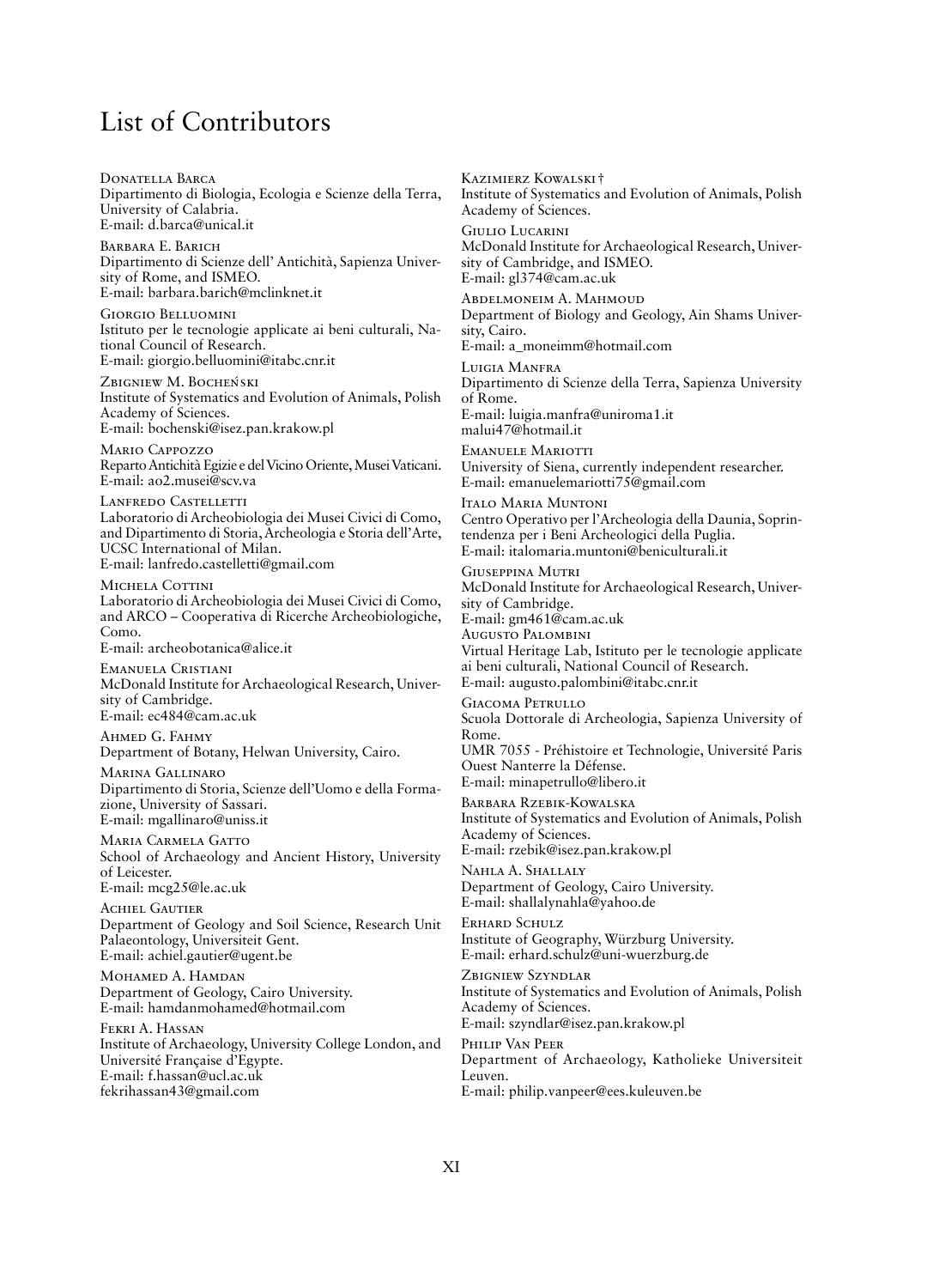# List of Contributors

Donatella Barca
Dipartimento di Biologia, Ecologia e Scienze della Terra, University of Calabria.
E-mail: d.barca@unical.it

Barbara E. Barich
Dipartimento di Scienze dell' Antichità, Sapienza University of Rome, and ISMEO.
E-mail: barbara.barich@mclinknet.it

Giorgio Belluomini
Istituto per le tecnologie applicate ai beni culturali, National Council of Research.
E-mail: giorgio.belluomini@itabc.cnr.it

Zbigniew M. Bocheński
Institute of Systematics and Evolution of Animals, Polish Academy of Sciences.
E-mail: bochenski@isez.pan.krakow.pl

Mario Cappozzo
Reparto Antichità Egizie e del Vicino Oriente, Musei Vaticani.
E-mail: ao2.musei@scv.va

Lanfredo Castelletti
Laboratorio di Archeobiologia dei Musei Civici di Como, and Dipartimento di Storia, Archeologia e Storia dell'Arte, UCSC International of Milan.
E-mail: lanfredo.castelletti@gmail.com

Michela Cottini
Laboratorio di Archeobiologia dei Musei Civici di Como, and ARCO – Cooperativa di Ricerche Archeobiologiche, Como.
E-mail: archeobotanica@alice.it

Emanuela Cristiani
McDonald Institute for Archaeological Research, University of Cambridge.
E-mail: ec484@cam.ac.uk

Ahmed G. Fahmy
Department of Botany, Helwan University, Cairo.

Marina Gallinaro
Dipartimento di Storia, Scienze dell'Uomo e della Formazione, University of Sassari.
E-mail: mgallinaro@uniss.it

Maria Carmela Gatto
School of Archaeology and Ancient History, University of Leicester.
E-mail: mcg25@le.ac.uk

Achiel Gautier
Department of Geology and Soil Science, Research Unit Palaeontology, Universiteit Gent.
E-mail: achiel.gautier@ugent.be

Mohamed A. Hamdan
Department of Geology, Cairo University.
E-mail: hamdanmohamed@hotmail.com

Fekri A. Hassan
Institute of Archaeology, University College London, and Université Française d'Egypte.
E-mail: f.hassan@ucl.ac.uk
fekrihassan43@gmail.com

Kazimierz Kowalski †
Institute of Systematics and Evolution of Animals, Polish Academy of Sciences.

Giulio Lucarini
McDonald Institute for Archaeological Research, University of Cambridge, and ISMEO.
E-mail: gl374@cam.ac.uk

Abdelmoneim A. Mahmoud
Department of Biology and Geology, Ain Shams University, Cairo.
E-mail: a_moneimm@hotmail.com

Luigia Manfra
Dipartimento di Scienze della Terra, Sapienza University of Rome.
E-mail: luigia.manfra@uniroma1.it
malui47@hotmail.it

Emanuele Mariotti
University of Siena, currently independent researcher.
E-mail: emanuelemariotti75@gmail.com

Italo Maria Muntoni
Centro Operativo per l'Archeologia della Daunia, Soprintendenza per i Beni Archeologici della Puglia.
E-mail: italomaria.muntoni@beniculturali.it

Giuseppina Mutri
McDonald Institute for Archaeological Research, University of Cambridge.
E-mail: gm461@cam.ac.uk

Augusto Palombini
Virtual Heritage Lab, Istituto per le tecnologie applicate ai beni culturali, National Council of Research.
E-mail: augusto.palombini@itabc.cnr.it

Giacoma Petrullo
Scuola Dottorale di Archeologia, Sapienza University of Rome.
UMR 7055 - Préhistoire et Technologie, Université Paris Ouest Nanterre la Défense.
E-mail: minapetrullo@libero.it

Barbara Rzebik-Kowalska
Institute of Systematics and Evolution of Animals, Polish Academy of Sciences.
E-mail: rzebik@isez.pan.krakow.pl

Nahla A. Shallaly
Department of Geology, Cairo University.
E-mail: shallalynahla@yahoo.de

Erhard Schulz
Institute of Geography, Würzburg University.
E-mail: erhard.schulz@uni-wuerzburg.de

Zbigniew Szyndlar
Institute of Systematics and Evolution of Animals, Polish Academy of Sciences.
E-mail: szyndlar@isez.pan.krakow.pl

Philip Van Peer
Department of Archaeology, Katholieke Universiteit Leuven.
E-mail: philip.vanpeer@ees.kuleuven.be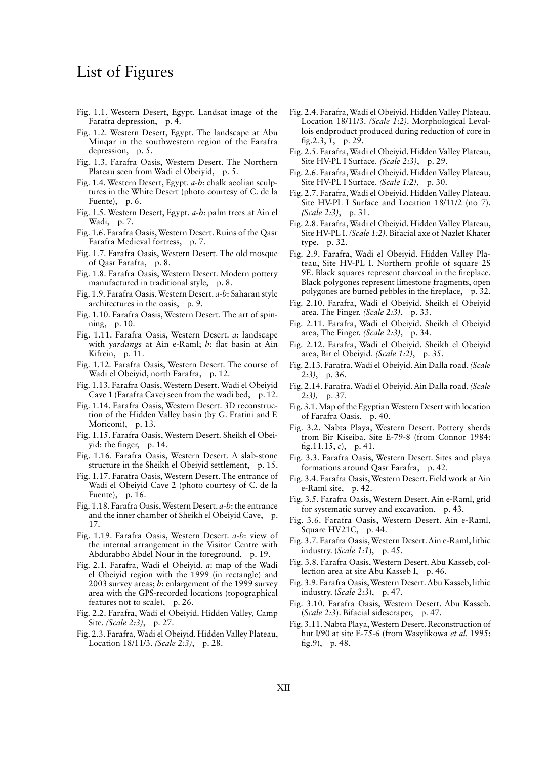# List of Figures

Fig. 1.1. Western Desert, Egypt. Landsat image of the Farafra depression, p. 4.

Fig. 1.2. Western Desert, Egypt. The landscape at Abu Minqar in the southwestern region of the Farafra depression, p. 5.

Fig. 1.3. Farafra Oasis, Western Desert. The Northern Plateau seen from Wadi el Obeiyid, p. 5.

Fig. 1.4. Western Desert, Egypt. *a-b*: chalk aeolian sculptures in the White Desert (photo courtesy of C. de la Fuente), p. 6.

Fig. 1.5. Western Desert, Egypt. *a-b*: palm trees at Ain el Wadi, p. 7.

Fig. 1.6. Farafra Oasis, Western Desert. Ruins of the Qasr Farafra Medieval fortress, p. 7.

Fig. 1.7. Farafra Oasis, Western Desert. The old mosque of Qasr Farafra, p. 8.

Fig. 1.8. Farafra Oasis, Western Desert. Modern pottery manufactured in traditional style, p. 8.

Fig. 1.9. Farafra Oasis, Western Desert. *a-b*: Saharan style architectures in the oasis, p. 9.

Fig. 1.10. Farafra Oasis, Western Desert. The art of spinning, p. 10.

Fig. 1.11. Farafra Oasis, Western Desert. *a*: landscape with *yardangs* at Ain e-Raml; *b*: flat basin at Ain Kifrein, p. 11.

Fig. 1.12. Farafra Oasis, Western Desert. The course of Wadi el Obeiyid, north Farafra, p. 12.

Fig. 1.13. Farafra Oasis, Western Desert. Wadi el Obeiyid Cave 1 (Farafra Cave) seen from the wadi bed, p. 12.

Fig. 1.14. Farafra Oasis, Western Desert. 3D reconstruction of the Hidden Valley basin (by G. Fratini and F. Moriconi), p. 13.

Fig. 1.15. Farafra Oasis, Western Desert. Sheikh el Obeiyid: the finger, p. 14.

Fig. 1.16. Farafra Oasis, Western Desert. A slab-stone structure in the Sheikh el Obeiyid settlement, p. 15.

Fig. 1.17. Farafra Oasis, Western Desert. The entrance of Wadi el Obeiyid Cave 2 (photo courtesy of C. de la Fuente), p. 16.

Fig. 1.18. Farafra Oasis, Western Desert. *a-b*: the entrance and the inner chamber of Sheikh el Obeiyid Cave, p. 17.

Fig. 1.19. Farafra Oasis, Western Desert. *a-b*: view of the internal arrangement in the Visitor Centre with Abdurabbo Abdel Nour in the foreground, p. 19.

Fig. 2.1. Farafra, Wadi el Obeiyid. *a*: map of the Wadi el Obeiyid region with the 1999 (in rectangle) and 2003 survey areas; *b*: enlargement of the 1999 survey area with the GPS-recorded locations (topographical features not to scale), p. 26.

Fig. 2.2. Farafra, Wadi el Obeiyid. Hidden Valley, Camp Site. *(Scale 2:3)*, p. 27.

Fig. 2.3. Farafra, Wadi el Obeiyid. Hidden Valley Plateau, Location 18/11/3. *(Scale 2:3)*, p. 28.

Fig. 2.4. Farafra, Wadi el Obeiyid. Hidden Valley Plateau, Location 18/11/3. *(Scale 1:2)*. Morphological Levallois endproduct produced during reduction of core in fig.2.3, *1*, p. 29.

Fig. 2.5. Farafra, Wadi el Obeiyid. Hidden Valley Plateau, Site HV-PL I Surface. *(Scale 2:3)*, p. 29.

Fig. 2.6. Farafra, Wadi el Obeiyid. Hidden Valley Plateau, Site HV-PL I Surface. *(Scale 1:2)*, p. 30.

Fig. 2.7. Farafra, Wadi el Obeiyid. Hidden Valley Plateau, Site HV-PL I Surface and Location 18/11/2 (no 7). *(Scale 2:3)*, p. 31.

Fig. 2.8. Farafra, Wadi el Obeiyid. Hidden Valley Plateau, Site HV-PL I. *(Scale 1:2)*. Bifacial axe of Nazlet Khater type, p. 32.

Fig. 2.9. Farafra, Wadi el Obeiyid. Hidden Valley Plateau, Site HV-PL I. Northern profile of square 2S 9E. Black squares represent charcoal in the fireplace. Black polygones represent limestone fragments, open polygones are burned pebbles in the fireplace, p. 32.

Fig. 2.10. Farafra, Wadi el Obeiyid. Sheikh el Obeiyid area, The Finger. *(Scale 2:3)*, p. 33.

Fig. 2.11. Farafra, Wadi el Obeiyid. Sheikh el Obeiyid area, The Finger. *(Scale 2:3)*, p. 34.

Fig. 2.12. Farafra, Wadi el Obeiyid. Sheikh el Obeiyid area, Bir el Obeiyid. *(Scale 1:2)*, p. 35.

Fig. 2.13. Farafra, Wadi el Obeiyid. Ain Dalla road. *(Scale 2:3)*, p. 36.

Fig. 2.14. Farafra, Wadi el Obeiyid. Ain Dalla road. *(Scale 2:3)*, p. 37.

Fig. 3.1. Map of the Egyptian Western Desert with location of Farafra Oasis, p. 40.

Fig. 3.2. Nabta Playa, Western Desert. Pottery sherds from Bir Kiseiba, Site E-79-8 (from Connor 1984: fig.11.15, *c*), p. 41.

Fig. 3.3. Farafra Oasis, Western Desert. Sites and playa formations around Qasr Farafra, p. 42.

Fig. 3.4. Farafra Oasis, Western Desert. Field work at Ain e-Raml site, p. 42.

Fig. 3.5. Farafra Oasis, Western Desert. Ain e-Raml, grid for systematic survey and excavation, p. 43.

Fig. 3.6. Farafra Oasis, Western Desert. Ain e-Raml, Square HV21C, p. 44.

Fig. 3.7. Farafra Oasis, Western Desert. Ain e-Raml, lithic industry. (*Scale 1:1*), p. 45.

Fig. 3.8. Farafra Oasis, Western Desert. Abu Kasseb, collection area at site Abu Kasseb I, p. 46.

Fig. 3.9. Farafra Oasis, Western Desert. Abu Kasseb, lithic industry. (*Scale 2:3*), p. 47.

Fig. 3.10. Farafra Oasis, Western Desert. Abu Kasseb. (*Scale 2:3*). Bifacial sidescraper, p. 47.

Fig. 3.11. Nabta Playa, Western Desert. Reconstruction of hut I/90 at site E-75-6 (from Wasylikowa *et al.* 1995: fig.9), p. 48.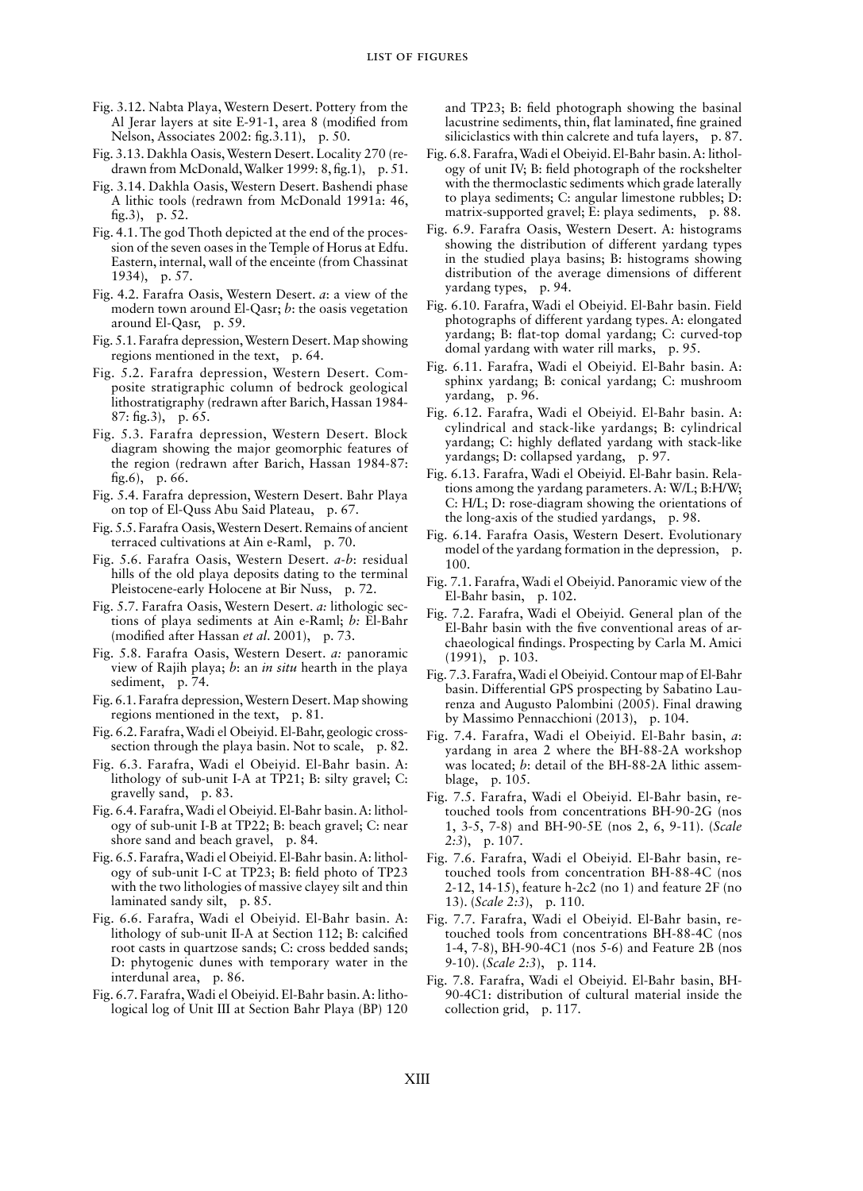Fig. 3.12. Nabta Playa, Western Desert. Pottery from the Al Jerar layers at site E-91-1, area 8 (modified from Nelson, Associates 2002: fig.3.11), p. 50.

Fig. 3.13. Dakhla Oasis, Western Desert. Locality 270 (redrawn from McDonald, Walker 1999: 8, fig.1), p. 51.

Fig. 3.14. Dakhla Oasis, Western Desert. Bashendi phase A lithic tools (redrawn from McDonald 1991a: 46, fig.3), p. 52.

Fig. 4.1. The god Thoth depicted at the end of the procession of the seven oases in the Temple of Horus at Edfu. Eastern, internal, wall of the enceinte (from Chassinat 1934), p. 57.

Fig. 4.2. Farafra Oasis, Western Desert. *a*: a view of the modern town around El-Qasr; *b*: the oasis vegetation around El-Qasr, p. 59.

Fig. 5.1. Farafra depression, Western Desert. Map showing regions mentioned in the text, p. 64.

Fig. 5.2. Farafra depression, Western Desert. Composite stratigraphic column of bedrock geological lithostratigraphy (redrawn after Barich, Hassan 1984-87: fig.3), p. 65.

Fig. 5.3. Farafra depression, Western Desert. Block diagram showing the major geomorphic features of the region (redrawn after Barich, Hassan 1984-87: fig.6), p. 66.

Fig. 5.4. Farafra depression, Western Desert. Bahr Playa on top of El-Quss Abu Said Plateau, p. 67.

Fig. 5.5. Farafra Oasis, Western Desert. Remains of ancient terraced cultivations at Ain e-Raml, p. 70.

Fig. 5.6. Farafra Oasis, Western Desert. *a-b*: residual hills of the old playa deposits dating to the terminal Pleistocene-early Holocene at Bir Nuss, p. 72.

Fig. 5.7. Farafra Oasis, Western Desert. *a:* lithologic sections of playa sediments at Ain e-Raml; *b:* El-Bahr (modified after Hassan *et al*. 2001), p. 73.

Fig. 5.8. Farafra Oasis, Western Desert. *a:* panoramic view of Rajih playa; *b*: an *in situ* hearth in the playa sediment, p. 74.

Fig. 6.1. Farafra depression, Western Desert. Map showing regions mentioned in the text, p. 81.

Fig. 6.2. Farafra, Wadi el Obeiyid. El-Bahr, geologic cross-section through the playa basin. Not to scale, p. 82.

Fig. 6.3. Farafra, Wadi el Obeiyid. El-Bahr basin. A: lithology of sub-unit I-A at TP21; B: silty gravel; C: gravelly sand, p. 83.

Fig. 6.4. Farafra, Wadi el Obeiyid. El-Bahr basin. A: lithology of sub-unit I-B at TP22; B: beach gravel; C: near shore sand and beach gravel, p. 84.

Fig. 6.5. Farafra, Wadi el Obeiyid. El-Bahr basin. A: lithology of sub-unit I-C at TP23; B: field photo of TP23 with the two lithologies of massive clayey silt and thin laminated sandy silt, p. 85.

Fig. 6.6. Farafra, Wadi el Obeiyid. El-Bahr basin. A: lithology of sub-unit II-A at Section 112; B: calcified root casts in quartzose sands; C: cross bedded sands; D: phytogenic dunes with temporary water in the interdunal area, p. 86.

Fig. 6.7. Farafra, Wadi el Obeiyid. El-Bahr basin. A: lithological log of Unit III at Section Bahr Playa (BP) 120 and TP23; B: field photograph showing the basinal lacustrine sediments, thin, flat laminated, fine grained siliciclastics with thin calcrete and tufa layers, p. 87.

Fig. 6.8. Farafra, Wadi el Obeiyid. El-Bahr basin. A: lithology of unit IV; B: field photograph of the rockshelter with the thermoclastic sediments which grade laterally to playa sediments; C: angular limestone rubbles; D: matrix-supported gravel; E: playa sediments, p. 88.

Fig. 6.9. Farafra Oasis, Western Desert. A: histograms showing the distribution of different yardang types in the studied playa basins; B: histograms showing distribution of the average dimensions of different yardang types, p. 94.

Fig. 6.10. Farafra, Wadi el Obeiyid. El-Bahr basin. Field photographs of different yardang types. A: elongated yardang; B: flat-top domal yardang; C: curved-top domal yardang with water rill marks, p. 95.

Fig. 6.11. Farafra, Wadi el Obeiyid. El-Bahr basin. A: sphinx yardang; B: conical yardang; C: mushroom yardang, p. 96.

Fig. 6.12. Farafra, Wadi el Obeiyid. El-Bahr basin. A: cylindrical and stack-like yardangs; B: cylindrical yardang; C: highly deflated yardang with stack-like yardangs; D: collapsed yardang, p. 97.

Fig. 6.13. Farafra, Wadi el Obeiyid. El-Bahr basin. Relations among the yardang parameters. A: W/L; B:H/W; C: H/L; D: rose-diagram showing the orientations of the long-axis of the studied yardangs, p. 98.

Fig. 6.14. Farafra Oasis, Western Desert. Evolutionary model of the yardang formation in the depression, p. 100.

Fig. 7.1. Farafra, Wadi el Obeiyid. Panoramic view of the El-Bahr basin, p. 102.

Fig. 7.2. Farafra, Wadi el Obeiyid. General plan of the El-Bahr basin with the five conventional areas of archaeological findings. Prospecting by Carla M. Amici (1991), p. 103.

Fig. 7.3. Farafra, Wadi el Obeiyid. Contour map of El-Bahr basin. Differential GPS prospecting by Sabatino Laurenza and Augusto Palombini (2005). Final drawing by Massimo Pennacchioni (2013), p. 104.

Fig. 7.4. Farafra, Wadi el Obeiyid. El-Bahr basin, *a*: yardang in area 2 where the BH-88-2A workshop was located; *b*: detail of the BH-88-2A lithic assemblage, p. 105.

Fig. 7.5. Farafra, Wadi el Obeiyid. El-Bahr basin, retouched tools from concentrations BH-90-2G (nos 1, 3-5, 7-8) and BH-90-5E (nos 2, 6, 9-11). (*Scale 2:3*), p. 107.

Fig. 7.6. Farafra, Wadi el Obeiyid. El-Bahr basin, retouched tools from concentration BH-88-4C (nos 2-12, 14-15), feature h-2c2 (no 1) and feature 2F (no 13). (*Scale 2:3*), p. 110.

Fig. 7.7. Farafra, Wadi el Obeiyid. El-Bahr basin, retouched tools from concentrations BH-88-4C (nos 1-4, 7-8), BH-90-4C1 (nos 5-6) and Feature 2B (nos 9-10). (*Scale 2:3*), p. 114.

Fig. 7.8. Farafra, Wadi el Obeiyid. El-Bahr basin, BH-90-4C1: distribution of cultural material inside the collection grid, p. 117.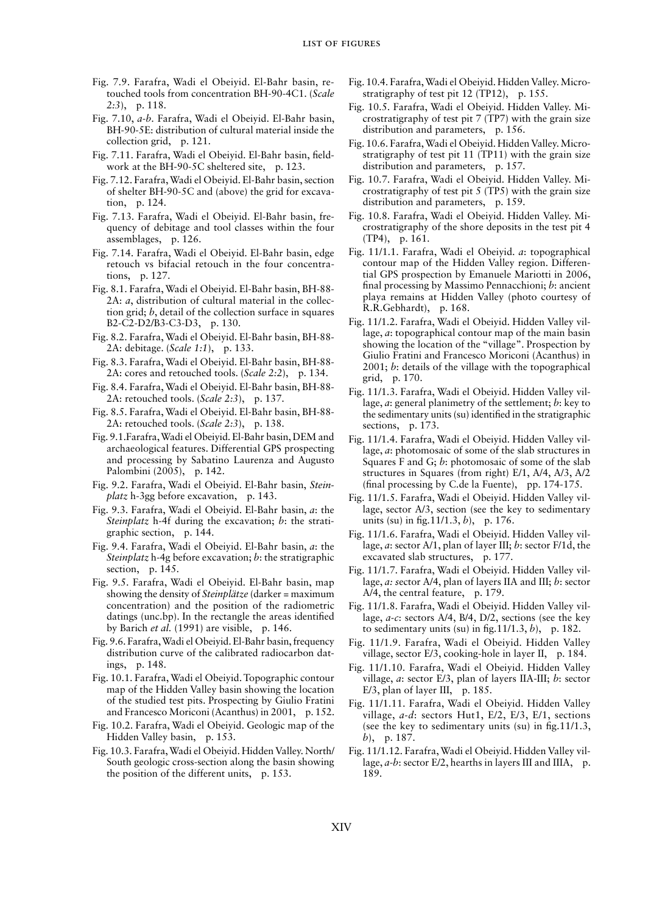Fig. 7.9. Farafra, Wadi el Obeiyid. El-Bahr basin, retouched tools from concentration BH-90-4C1. (*Scale 2:3*), p. 118.

Fig. 7.10, *a-b*. Farafra, Wadi el Obeiyid. El-Bahr basin, BH-90-5E: distribution of cultural material inside the collection grid, p. 121.

Fig. 7.11. Farafra, Wadi el Obeiyid. El-Bahr basin, fieldwork at the BH-90-5C sheltered site, p. 123.

Fig. 7.12. Farafra, Wadi el Obeiyid. El-Bahr basin, section of shelter BH-90-5C and (above) the grid for excavation, p. 124.

Fig. 7.13. Farafra, Wadi el Obeiyid. El-Bahr basin, frequency of debitage and tool classes within the four assemblages, p. 126.

Fig. 7.14. Farafra, Wadi el Obeiyid. El-Bahr basin, edge retouch vs bifacial retouch in the four concentrations, p. 127.

Fig. 8.1. Farafra, Wadi el Obeiyid. El-Bahr basin, BH-88-2A: *a*, distribution of cultural material in the collection grid; *b*, detail of the collection surface in squares B2-C2-D2/B3-C3-D3, p. 130.

Fig. 8.2. Farafra, Wadi el Obeiyid. El-Bahr basin, BH-88-2A: debitage. (*Scale 1:1*), p. 133.

Fig. 8.3. Farafra, Wadi el Obeiyid. El-Bahr basin, BH-88-2A: cores and retouched tools. (*Scale 2:2*), p. 134.

Fig. 8.4. Farafra, Wadi el Obeiyid. El-Bahr basin, BH-88-2A: retouched tools. (*Scale 2:3*), p. 137.

Fig. 8.5. Farafra, Wadi el Obeiyid. El-Bahr basin, BH-88-2A: retouched tools. (*Scale 2:3*), p. 138.

Fig. 9.1.Farafra, Wadi el Obeiyid. El-Bahr basin, DEM and archaeological features. Differential GPS prospecting and processing by Sabatino Laurenza and Augusto Palombini (2005), p. 142.

Fig. 9.2. Farafra, Wadi el Obeiyid. El-Bahr basin, *Steinplatz* h-3gg before excavation, p. 143.

Fig. 9.3. Farafra, Wadi el Obeiyid. El-Bahr basin, *a*: the *Steinplatz* h-4f during the excavation; *b*: the stratigraphic section, p. 144.

Fig. 9.4. Farafra, Wadi el Obeiyid. El-Bahr basin, *a*: the *Steinplatz* h-4g before excavation; *b*: the stratigraphic section, p. 145.

Fig. 9.5. Farafra, Wadi el Obeiyid. El-Bahr basin, map showing the density of *Steinplätze* (darker = maximum concentration) and the position of the radiometric datings (unc.bp). In the rectangle the areas identified by Barich *et al.* (1991) are visible, p. 146.

Fig. 9.6. Farafra, Wadi el Obeiyid. El-Bahr basin, frequency distribution curve of the calibrated radiocarbon datings, p. 148.

Fig. 10.1. Farafra, Wadi el Obeiyid. Topographic contour map of the Hidden Valley basin showing the location of the studied test pits. Prospecting by Giulio Fratini and Francesco Moriconi (Acanthus) in 2001, p. 152.

Fig. 10.2. Farafra, Wadi el Obeiyid. Geologic map of the Hidden Valley basin, p. 153.

Fig. 10.3. Farafra, Wadi el Obeiyid. Hidden Valley. North/South geologic cross-section along the basin showing the position of the different units, p. 153.

Fig. 10.4. Farafra, Wadi el Obeiyid. Hidden Valley. Microstratigraphy of test pit 12 (TP12), p. 155.

Fig. 10.5. Farafra, Wadi el Obeiyid. Hidden Valley. Microstratigraphy of test pit 7 (TP7) with the grain size distribution and parameters, p. 156.

Fig. 10.6. Farafra, Wadi el Obeiyid. Hidden Valley. Microstratigraphy of test pit 11 (TP11) with the grain size distribution and parameters, p. 157.

Fig. 10.7. Farafra, Wadi el Obeiyid. Hidden Valley. Microstratigraphy of test pit 5 (TP5) with the grain size distribution and parameters, p. 159.

Fig. 10.8. Farafra, Wadi el Obeiyid. Hidden Valley. Microstratigraphy of the shore deposits in the test pit 4 (TP4), p. 161.

Fig. 11/1.1. Farafra, Wadi el Obeiyid. *a*: topographical contour map of the Hidden Valley region. Differential GPS prospection by Emanuele Mariotti in 2006, final processing by Massimo Pennacchioni; *b*: ancient playa remains at Hidden Valley (photo courtesy of R.R.Gebhardt), p. 168.

Fig. 11/1.2. Farafra, Wadi el Obeiyid. Hidden Valley village, *a*: topographical contour map of the main basin showing the location of the "village". Prospection by Giulio Fratini and Francesco Moriconi (Acanthus) in 2001; *b*: details of the village with the topographical grid, p. 170.

Fig. 11/1.3. Farafra, Wadi el Obeiyid. Hidden Valley village, *a*: general planimetry of the settlement; *b*: key to the sedimentary units (su) identified in the stratigraphic sections, p. 173.

Fig. 11/1.4. Farafra, Wadi el Obeiyid. Hidden Valley village, *a*: photomosaic of some of the slab structures in Squares F and G; *b*: photomosaic of some of the slab structures in Squares (from right) E/1, A/4, A/3, A/2 (final processing by C.de la Fuente), pp. 174-175.

Fig. 11/1.5. Farafra, Wadi el Obeiyid. Hidden Valley village, sector A/3, section (see the key to sedimentary units (su) in fig.11/1.3, *b*), p. 176.

Fig. 11/1.6. Farafra, Wadi el Obeiyid. Hidden Valley village, *a*: sector A/1, plan of layer III; *b*: sector F/1d, the excavated slab structures, p. 177.

Fig. 11/1.7. Farafra, Wadi el Obeiyid. Hidden Valley village, *a:* sector A/4, plan of layers IIA and III; *b*: sector A/4, the central feature, p. 179.

Fig. 11/1.8. Farafra, Wadi el Obeiyid. Hidden Valley village, *a-c*: sectors A/4, B/4, D/2, sections (see the key to sedimentary units (su) in fig.11/1.3, *b*), p. 182.

Fig. 11/1.9. Farafra, Wadi el Obeiyid. Hidden Valley village, sector E/3, cooking-hole in layer II, p. 184.

Fig. 11/1.10. Farafra, Wadi el Obeiyid. Hidden Valley village, *a*: sector E/3, plan of layers IIA-III; *b*: sector E/3, plan of layer III, p. 185.

Fig. 11/1.11. Farafra, Wadi el Obeiyid. Hidden Valley village, *a-d*: sectors Hut1, E/2, E/3, E/1, sections (see the key to sedimentary units (su) in fig.11/1.3, *b*), p. 187.

Fig. 11/1.12. Farafra, Wadi el Obeiyid. Hidden Valley village, *a-b*: sector E/2, hearths in layers III and IIIA, p. 189.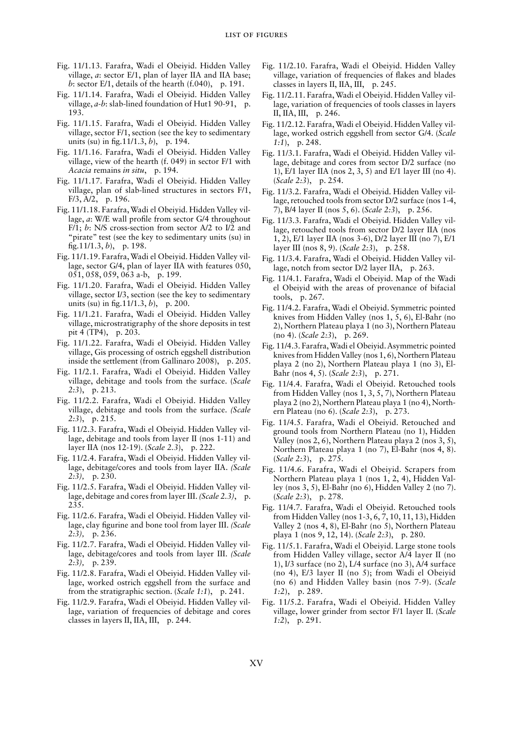- Fig. 11/1.13. Farafra, Wadi el Obeiyid. Hidden Valley village, *a*: sector E/1, plan of layer IIA and IIA base; *b*: sector E/1, details of the hearth (f.040), p. 191.
- Fig. 11/1.14. Farafra, Wadi el Obeiyid. Hidden Valley village, *a-b*: slab-lined foundation of Hut1 90-91, p. 193.
- Fig. 11/1.15. Farafra, Wadi el Obeiyid. Hidden Valley village, sector F/1, section (see the key to sedimentary units (su) in fig.11/1.3, *b*), p. 194.
- Fig. 11/1.16. Farafra, Wadi el Obeiyid. Hidden Valley village, view of the hearth (f. 049) in sector F/1 with *Acacia* remains *in situ*, p. 194.
- Fig. 11/1.17. Farafra, Wadi el Obeiyid. Hidden Valley village, plan of slab-lined structures in sectors F/1, F/3, A/2, p. 196.
- Fig. 11/1.18. Farafra, Wadi el Obeiyid. Hidden Valley village, *a*: W/E wall profile from sector G/4 throughout F/1; *b*: N/S cross-section from sector A/2 to I/2 and "pirate" test (see the key to sedimentary units (su) in fig.11/1.3, *b*), p. 198.
- Fig. 11/1.19. Farafra, Wadi el Obeiyid. Hidden Valley village, sector G/4, plan of layer IIA with features 050, 051, 058, 059, 063 a-b, p. 199.
- Fig. 11/1.20. Farafra, Wadi el Obeiyid. Hidden Valley village, sector I/3, section (see the key to sedimentary units (su) in fig.11/1.3, *b*), p. 200.
- Fig. 11/1.21. Farafra, Wadi el Obeiyid. Hidden Valley village, microstratigraphy of the shore deposits in test pit 4 (TP4), p. 203.
- Fig. 11/1.22. Farafra, Wadi el Obeiyid. Hidden Valley village, Gis processing of ostrich eggshell distribution inside the settlement (from Gallinaro 2008), p. 205.
- Fig. 11/2.1. Farafra, Wadi el Obeiyid. Hidden Valley village, debitage and tools from the surface. (*Scale 2:3*), p. 213.
- Fig. 11/2.2. Farafra, Wadi el Obeiyid. Hidden Valley village, debitage and tools from the surface. *(Scale 2:3*), p. 215.
- Fig. 11/2.3. Farafra, Wadi el Obeiyid. Hidden Valley village, debitage and tools from layer II (nos 1-11) and layer IIA (nos 12-19). (*Scale 2.3*), p. 222.
- Fig. 11/2.4. Farafra, Wadi el Obeiyid. Hidden Valley village, debitage/cores and tools from layer IIA. *(Scale 2:3),* p. 230.
- Fig. 11/2.5. Farafra, Wadi el Obeiyid. Hidden Valley village, debitage and cores from layer III. *(Scale 2.3)*, p. 235.
- Fig. 11/2.6. Farafra, Wadi el Obeiyid. Hidden Valley village, clay figurine and bone tool from layer III. *(Scale 2:3),* p. 236.
- Fig. 11/2.7. Farafra, Wadi el Obeiyid. Hidden Valley village, debitage/cores and tools from layer III. *(Scale 2:3),* p. 239.
- Fig. 11/2.8. Farafra, Wadi el Obeiyid. Hidden Valley village, worked ostrich eggshell from the surface and from the stratigraphic section. (*Scale 1:1*), p. 241.
- Fig. 11/2.9. Farafra, Wadi el Obeiyid. Hidden Valley village, variation of frequencies of debitage and cores classes in layers II, IIA, III, p. 244.
- Fig. 11/2.10. Farafra, Wadi el Obeiyid. Hidden Valley village, variation of frequencies of flakes and blades classes in layers II, IIA, III, p. 245.
- Fig. 11/2.11. Farafra, Wadi el Obeiyid. Hidden Valley village, variation of frequencies of tools classes in layers II, IIA, III, p. 246.
- Fig. 11/2.12. Farafra, Wadi el Obeiyid. Hidden Valley village, worked ostrich eggshell from sector G/4. (*Scale 1:1*), p. 248.
- Fig. 11/3.1. Farafra, Wadi el Obeiyid. Hidden Valley village, debitage and cores from sector D/2 surface (no 1), E/1 layer IIA (nos 2, 3, 5) and E/1 layer III (no 4). (*Scale 2:3*), p. 254.
- Fig. 11/3.2. Farafra, Wadi el Obeiyid. Hidden Valley village, retouched tools from sector D/2 surface (nos 1-4, 7), B/4 layer II (nos 5, 6). (*Scale 2:3*), p. 256.
- Fig. 11/3.3. Farafra, Wadi el Obeiyid. Hidden Valley village, retouched tools from sector D/2 layer IIA (nos 1, 2), E/1 layer IIA (nos 3-6), D/2 layer III (no 7), E/1 layer III (nos 8, 9). (*Scale 2:3*), p. 258.
- Fig. 11/3.4. Farafra, Wadi el Obeiyid. Hidden Valley village, notch from sector D/2 layer IIA, p. 263.
- Fig. 11/4.1. Farafra, Wadi el Obeiyid. Map of the Wadi el Obeiyid with the areas of provenance of bifacial tools, p. 267.
- Fig. 11/4.2. Farafra, Wadi el Obeiyid. Symmetric pointed knives from Hidden Valley (nos 1, 5, 6), El-Bahr (no 2), Northern Plateau playa 1 (no 3), Northern Plateau (no 4). (*Scale 2:3*), p. 269.
- Fig. 11/4.3. Farafra, Wadi el Obeiyid. Asymmetric pointed knives from Hidden Valley (nos 1, 6), Northern Plateau playa 2 (no 2), Northern Plateau playa 1 (no 3), El-Bahr (nos 4, 5). (*Scale 2:3*), p. 271.
- Fig. 11/4.4. Farafra, Wadi el Obeiyid. Retouched tools from Hidden Valley (nos 1, 3, 5, 7), Northern Plateau playa 2 (no 2), Northern Plateau playa 1 (no 4), Northern Plateau (no 6). (*Scale 2:3*), p. 273.
- Fig. 11/4.5. Farafra, Wadi el Obeiyid. Retouched and ground tools from Northern Plateau (no 1), Hidden Valley (nos 2, 6), Northern Plateau playa 2 (nos 3, 5), Northern Plateau playa 1 (no 7), El-Bahr (nos 4, 8). (*Scale 2:3*), p. 275.
- Fig. 11/4.6. Farafra, Wadi el Obeiyid. Scrapers from Northern Plateau playa 1 (nos 1, 2, 4), Hidden Valley (nos 3, 5), El-Bahr (no 6), Hidden Valley 2 (no 7). (*Scale 2:3*), p. 278.
- Fig. 11/4.7. Farafra, Wadi el Obeiyid. Retouched tools from Hidden Valley (nos 1-3, 6, 7, 10, 11, 13), Hidden Valley 2 (nos 4, 8), El-Bahr (no 5), Northern Plateau playa 1 (nos 9, 12, 14). (*Scale 2:3*), p. 280.
- Fig. 11/5.1. Farafra, Wadi el Obeiyid. Large stone tools from Hidden Valley village, sector A/4 layer II (no 1), I/3 surface (no 2), L/4 surface (no 3), A/4 surface (no 4), E/3 layer II (no 5); from Wadi el Obeiyid (no 6) and Hidden Valley basin (nos 7-9). (*Scale 1:2*), p. 289.
- Fig. 11/5.2. Farafra, Wadi el Obeiyid. Hidden Valley village, lower grinder from sector F/1 layer II. (*Scale 1:2*), p. 291.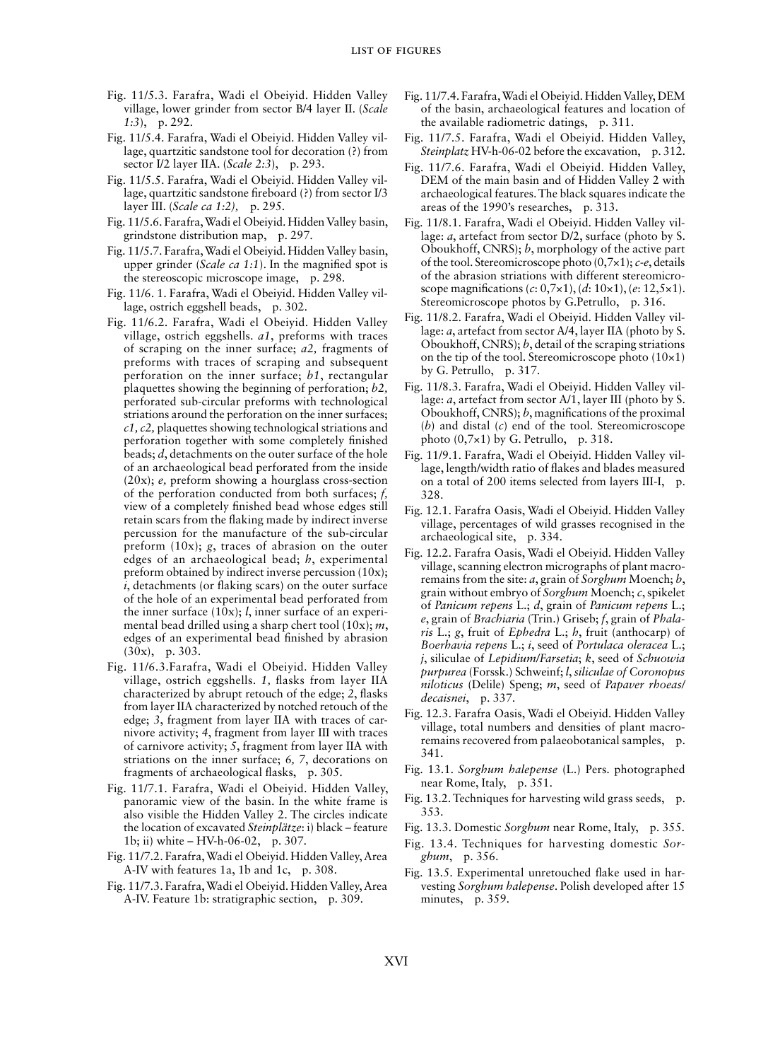- Fig. 11/5.3. Farafra, Wadi el Obeiyid. Hidden Valley village, lower grinder from sector B/4 layer II. (*Scale 1:3*), p. 292.
- Fig. 11/5.4. Farafra, Wadi el Obeiyid. Hidden Valley village, quartzitic sandstone tool for decoration (?) from sector I/2 layer IIA. (*Scale 2:3*), p. 293.
- Fig. 11/5.5. Farafra, Wadi el Obeiyid. Hidden Valley village, quartzitic sandstone fireboard (?) from sector I/3 layer III. (*Scale ca 1:2)*, p. 295.
- Fig. 11/5.6. Farafra, Wadi el Obeiyid. Hidden Valley basin, grindstone distribution map, p. 297.
- Fig. 11/5.7. Farafra, Wadi el Obeiyid. Hidden Valley basin, upper grinder (*Scale ca 1:1*). In the magnified spot is the stereoscopic microscope image, p. 298.
- Fig. 11/6. 1. Farafra, Wadi el Obeiyid. Hidden Valley village, ostrich eggshell beads, p. 302.
- Fig. 11/6.2. Farafra, Wadi el Obeiyid. Hidden Valley village, ostrich eggshells. *a1*, preforms with traces of scraping on the inner surface; *a2,* fragments of preforms with traces of scraping and subsequent perforation on the inner surface; *b1*, rectangular plaquettes showing the beginning of perforation; *b2,* perforated sub-circular preforms with technological striations around the perforation on the inner surfaces; *c1, c2,* plaquettes showing technological striations and perforation together with some completely finished beads; *d*, detachments on the outer surface of the hole of an archaeological bead perforated from the inside (20x); *e,* preform showing a hourglass cross-section of the perforation conducted from both surfaces; *f,* view of a completely finished bead whose edges still retain scars from the flaking made by indirect inverse percussion for the manufacture of the sub-circular preform (10x); *g*, traces of abrasion on the outer edges of an archaeological bead; *h*, experimental preform obtained by indirect inverse percussion (10x); *i*, detachments (or flaking scars) on the outer surface of the hole of an experimental bead perforated from the inner surface (10x); *l*, inner surface of an experimental bead drilled using a sharp chert tool (10x); *m*, edges of an experimental bead finished by abrasion (30x), p. 303.
- Fig. 11/6.3.Farafra, Wadi el Obeiyid. Hidden Valley village, ostrich eggshells. *1,* flasks from layer IIA characterized by abrupt retouch of the edge; *2*, flasks from layer IIA characterized by notched retouch of the edge; *3*, fragment from layer IIA with traces of carnivore activity; *4*, fragment from layer III with traces of carnivore activity; *5*, fragment from layer IIA with striations on the inner surface; *6, 7*, decorations on fragments of archaeological flasks, p. 305.
- Fig. 11/7.1. Farafra, Wadi el Obeiyid. Hidden Valley, panoramic view of the basin. In the white frame is also visible the Hidden Valley 2. The circles indicate the location of excavated *Steinplätze*: i) black – feature 1b; ii) white – HV-h-06-02, p. 307.
- Fig. 11/7.2. Farafra, Wadi el Obeiyid. Hidden Valley, Area A-IV with features 1a, 1b and 1c, p. 308.
- Fig. 11/7.3. Farafra, Wadi el Obeiyid. Hidden Valley, Area A-IV. Feature 1b: stratigraphic section, p. 309.
- Fig. 11/7.4. Farafra, Wadi el Obeiyid. Hidden Valley, DEM of the basin, archaeological features and location of the available radiometric datings, p. 311.
- Fig. 11/7.5. Farafra, Wadi el Obeiyid. Hidden Valley, *Steinplatz* HV-h-06-02 before the excavation, p. 312.
- Fig. 11/7.6. Farafra, Wadi el Obeiyid. Hidden Valley, DEM of the main basin and of Hidden Valley 2 with archaeological features. The black squares indicate the areas of the 1990's researches, p. 313.
- Fig. 11/8.1. Farafra, Wadi el Obeiyid. Hidden Valley village: *a*, artefact from sector D/2, surface (photo by S. Oboukhoff, CNRS); *b*, morphology of the active part of the tool. Stereomicroscope photo (0,7×1); *c-e*, details of the abrasion striations with different stereomicroscope magnifications (*c*: 0,7×1), (*d*: 10×1), (*e*: 12,5×1). Stereomicroscope photos by G.Petrullo, p. 316.
- Fig. 11/8.2. Farafra, Wadi el Obeiyid. Hidden Valley village: *a*, artefact from sector A/4, layer IIA (photo by S. Oboukhoff, CNRS); *b*, detail of the scraping striations on the tip of the tool. Stereomicroscope photo (10×1) by G. Petrullo, p. 317.
- Fig. 11/8.3. Farafra, Wadi el Obeiyid. Hidden Valley village: *a*, artefact from sector A/1, layer III (photo by S. Oboukhoff, CNRS); *b*, magnifications of the proximal (*b*) and distal (*c*) end of the tool. Stereomicroscope photo (0,7×1) by G. Petrullo, p. 318.
- Fig. 11/9.1. Farafra, Wadi el Obeiyid. Hidden Valley village, length/width ratio of flakes and blades measured on a total of 200 items selected from layers III-I, p. 328.
- Fig. 12.1. Farafra Oasis, Wadi el Obeiyid. Hidden Valley village, percentages of wild grasses recognised in the archaeological site, p. 334.
- Fig. 12.2. Farafra Oasis, Wadi el Obeiyid. Hidden Valley village, scanning electron micrographs of plant macroremains from the site: *a*, grain of *Sorghum* Moench; *b*, grain without embryo of *Sorghum* Moench; *c*, spikelet of *Panicum repens* L.; *d*, grain of *Panicum repens* L.; *e*, grain of *Brachiaria* (Trin.) Griseb; *f*, grain of *Phalaris* L.; *g*, fruit of *Ephedra* L.; *h*, fruit (anthocarp) of *Boerhavia repens* L.; *i*, seed of *Portulaca oleracea* L.; *j*, siliculae of *Lepidium/Farsetia*; *k*, seed of *Schuowia purpurea* (Forssk.) Schweinf; *l*, *siliculae of Coronopus niloticus* (Delile) Speng; *m*, seed of *Papaver rhoeas/decaisnei*, p. 337.
- Fig. 12.3. Farafra Oasis, Wadi el Obeiyid. Hidden Valley village, total numbers and densities of plant macroremains recovered from palaeobotanical samples, p. 341.
- Fig. 13.1. *Sorghum halepense* (L.) Pers. photographed near Rome, Italy, p. 351.
- Fig. 13.2. Techniques for harvesting wild grass seeds, p. 353.
- Fig. 13.3. Domestic *Sorghum* near Rome, Italy, p. 355.
- Fig. 13.4. Techniques for harvesting domestic *Sorghum*, p. 356.
- Fig. 13.5. Experimental unretouched flake used in harvesting *Sorghum halepense*. Polish developed after 15 minutes, p. 359.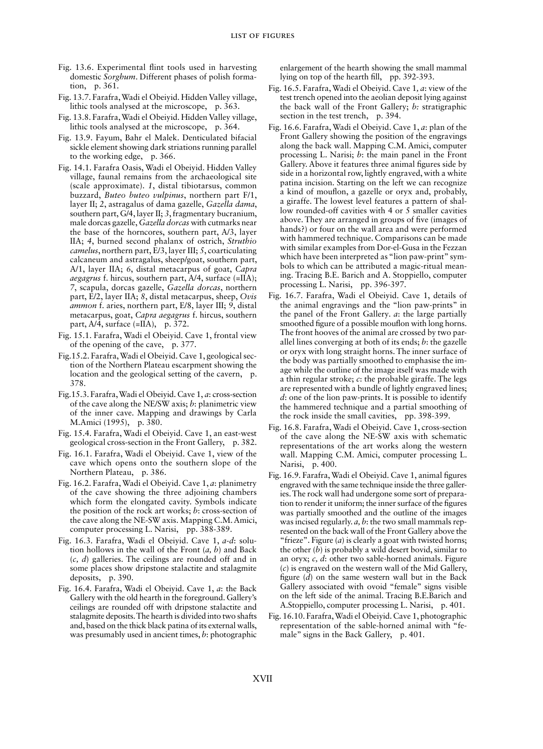- Fig. 13.6. Experimental flint tools used in harvesting domestic *Sorghum*. Different phases of polish formation, p. 361.
- Fig. 13.7. Farafra, Wadi el Obeiyid. Hidden Valley village, lithic tools analysed at the microscope, p. 363.
- Fig. 13.8. Farafra, Wadi el Obeiyid. Hidden Valley village, lithic tools analysed at the microscope, p. 364.
- Fig. 13.9. Fayum, Bahr el Malek. Denticulated bifacial sickle element showing dark striations running parallel to the working edge, p. 366.
- Fig. 14.1. Farafra Oasis, Wadi el Obeiyid. Hidden Valley village, faunal remains from the archaeological site (scale approximate). *1*, distal tibiotarsus, common buzzard, *Buteo buteo vulpinus*, northern part F/1, layer II; *2*, astragalus of dama gazelle, *Gazella dama*, southern part, G/4, layer II; *3*, fragmentary bucranium, male dorcas gazelle, *Gazella dorcas* with cutmarks near the base of the horncores, southern part, A/3, layer IIA; *4*, burned second phalanx of ostrich, *Struthio camelus*, northern part, E/3, layer III; *5*, coarticulating calcaneum and astragalus, sheep/goat, southern part, A/1, layer IIA; *6*, distal metacarpus of goat, *Capra aegagrus* f. hircus, southern part, A/4, surface (=IIA); *7*, scapula, dorcas gazelle, *Gazella dorcas*, northern part, E/2, layer IIA; *8*, distal metacarpus, sheep, *Ovis ammon* f. aries, northern part, E/8, layer III; *9*, distal metacarpus, goat, *Capra aegagrus* f. hircus, southern part, A/4, surface (=IIA), p. 372.
- Fig. 15.1. Farafra, Wadi el Obeiyid. Cave 1, frontal view of the opening of the cave, p. 377.
- Fig.15.2. Farafra, Wadi el Obeiyid. Cave 1, geological section of the Northern Plateau escarpment showing the location and the geological setting of the cavern, p. 378.
- Fig.15.3. Farafra, Wadi el Obeiyid. Cave 1, *a*: cross-section of the cave along the NE/SW axis; *b*: planimetric view of the inner cave. Mapping and drawings by Carla M.Amici (1995), p. 380.
- Fig. 15.4. Farafra, Wadi el Obeiyid. Cave 1, an east-west geological cross-section in the Front Gallery, p. 382.
- Fig. 16.1. Farafra, Wadi el Obeiyid. Cave 1, view of the cave which opens onto the southern slope of the Northern Plateau, p. 386.
- Fig. 16.2. Farafra, Wadi el Obeiyid. Cave 1, *a*: planimetry of the cave showing the three adjoining chambers which form the elongated cavity. Symbols indicate the position of the rock art works; *b*: cross-section of the cave along the NE-SW axis. Mapping C.M. Amici, computer processing L. Narisi, pp. 388-389.
- Fig. 16.3. Farafra, Wadi el Obeiyid. Cave 1, *a-d*: solution hollows in the wall of the Front (*a, b*) and Back (*c, d*) galleries. The ceilings are rounded off and in some places show dripstone stalactite and stalagmite deposits, p. 390.
- Fig. 16.4. Farafra, Wadi el Obeiyid. Cave 1, *a*: the Back Gallery with the old hearth in the foreground. Gallery's ceilings are rounded off with dripstone stalactite and stalagmite deposits. The hearth is divided into two shafts and, based on the thick black patina of its external walls, was presumably used in ancient times, *b*: photographic enlargement of the hearth showing the small mammal lying on top of the hearth fill, pp. 392-393.
- Fig. 16.5. Farafra, Wadi el Obeiyid. Cave 1*, a*: view of the test trench opened into the aeolian deposit lying against the back wall of the Front Gallery; *b:* stratigraphic section in the test trench, p. 394.
- Fig. 16.6. Farafra, Wadi el Obeiyid. Cave 1, *a*: plan of the Front Gallery showing the position of the engravings along the back wall. Mapping C.M. Amici, computer processing L. Narisi; *b*: the main panel in the Front Gallery. Above it features three animal figures side by side in a horizontal row, lightly engraved, with a white patina incision. Starting on the left we can recognize a kind of mouflon, a gazelle or oryx and, probably, a giraffe. The lowest level features a pattern of shallow rounded-off cavities with 4 or 5 smaller cavities above. They are arranged in groups of five (images of hands?) or four on the wall area and were performed with hammered technique. Comparisons can be made with similar examples from Dor-el-Gusa in the Fezzan which have been interpreted as "lion paw-print" symbols to which can be attributed a magic-ritual meaning. Tracing B.E. Barich and A. Stoppiello, computer processing L. Narisi, pp. 396-397.
- Fig. 16.7. Farafra, Wadi el Obeiyid. Cave 1, details of the animal engravings and the "lion paw-prints" in the panel of the Front Gallery. *a*: the large partially smoothed figure of a possible mouflon with long horns. The front hooves of the animal are crossed by two parallel lines converging at both of its ends; *b*: the gazelle or oryx with long straight horns. The inner surface of the body was partially smoothed to emphasise the image while the outline of the image itself was made with a thin regular stroke; *c*: the probable giraffe. The legs are represented with a bundle of lightly engraved lines; *d*: one of the lion paw-prints. It is possible to identify the hammered technique and a partial smoothing of the rock inside the small cavities, pp. 398-399.
- Fig. 16.8. Farafra, Wadi el Obeiyid. Cave 1, cross-section of the cave along the NE-SW axis with schematic representations of the art works along the western wall. Mapping C.M. Amici, computer processing L. Narisi, p. 400.
- Fig. 16.9. Farafra, Wadi el Obeiyid. Cave 1, animal figures engraved with the same technique inside the three galleries. The rock wall had undergone some sort of preparation to render it uniform; the inner surface of the figures was partially smoothed and the outline of the images was incised regularly. *a, b*: the two small mammals represented on the back wall of the Front Gallery above the "frieze". Figure (*a*) is clearly a goat with twisted horns; the other (*b*) is probably a wild desert bovid, similar to an oryx; *c, d*: other two sable-horned animals. Figure (*c*) is engraved on the western wall of the Mid Gallery, figure (*d*) on the same western wall but in the Back Gallery associated with ovoid "female" signs visible on the left side of the animal. Tracing B.E.Barich and A.Stoppiello, computer processing L. Narisi, p. 401.
- Fig. 16.10. Farafra, Wadi el Obeiyid. Cave 1, photographic representation of the sable-horned animal with "female" signs in the Back Gallery, p. 401.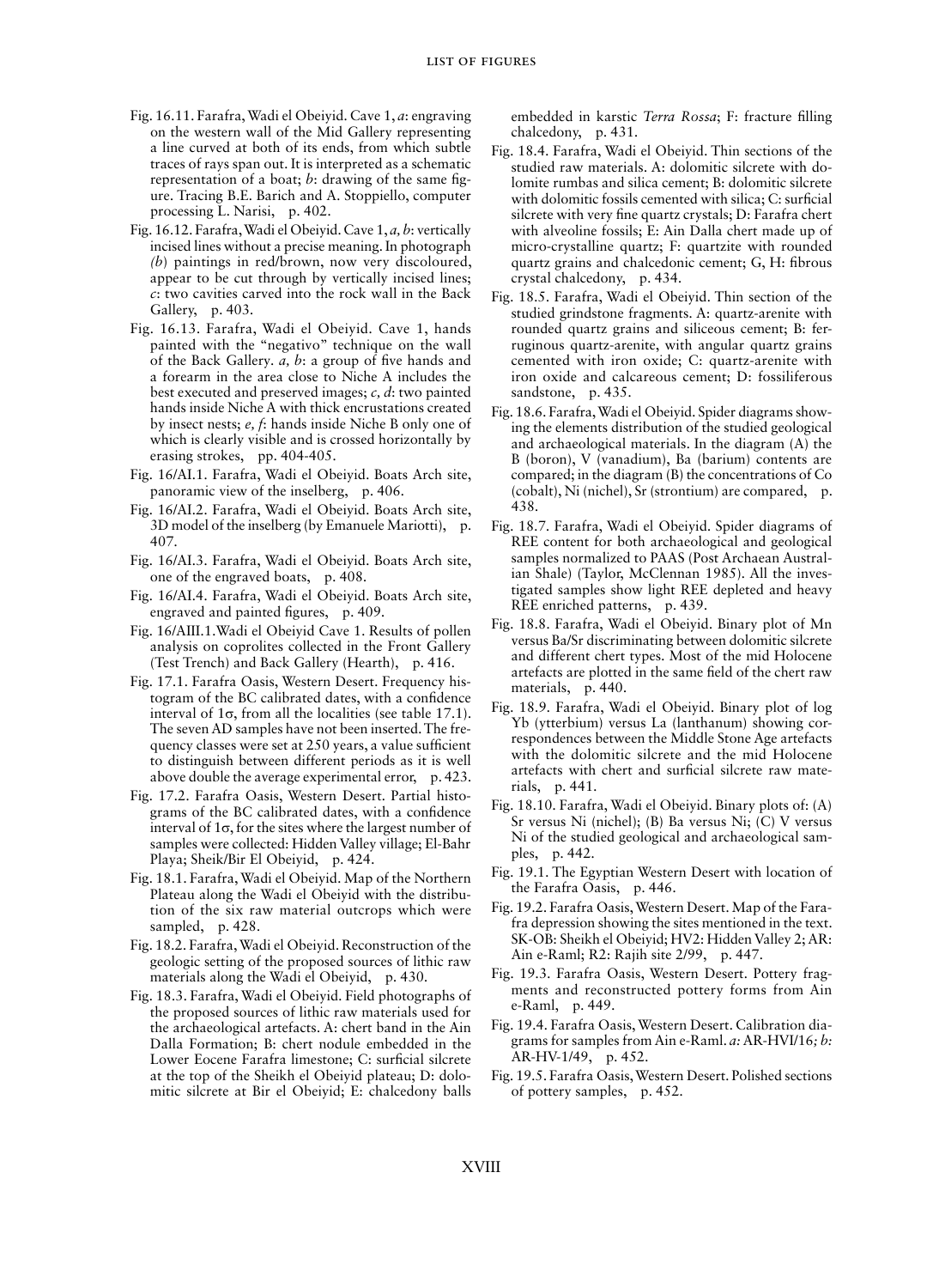- Fig. 16.11. Farafra, Wadi el Obeiyid. Cave 1, *a*: engraving on the western wall of the Mid Gallery representing a line curved at both of its ends, from which subtle traces of rays span out. It is interpreted as a schematic representation of a boat; *b*: drawing of the same figure. Tracing B.E. Barich and A. Stoppiello, computer processing L. Narisi, p. 402.
- Fig. 16.12. Farafra, Wadi el Obeiyid. Cave 1, *a, b*: vertically incised lines without a precise meaning. In photograph *(b)* paintings in red/brown, now very discoloured, appear to be cut through by vertically incised lines; *c*: two cavities carved into the rock wall in the Back Gallery, p. 403.
- Fig. 16.13. Farafra, Wadi el Obeiyid. Cave 1, hands painted with the "negativo" technique on the wall of the Back Gallery. *a, b*: a group of five hands and a forearm in the area close to Niche A includes the best executed and preserved images; *c, d*: two painted hands inside Niche A with thick encrustations created by insect nests; *e, f*: hands inside Niche B only one of which is clearly visible and is crossed horizontally by erasing strokes, pp. 404-405.
- Fig. 16/AI.1. Farafra, Wadi el Obeiyid. Boats Arch site, panoramic view of the inselberg, p. 406.
- Fig. 16/AI.2. Farafra, Wadi el Obeiyid. Boats Arch site, 3D model of the inselberg (by Emanuele Mariotti), p. 407.
- Fig. 16/AI.3. Farafra, Wadi el Obeiyid. Boats Arch site, one of the engraved boats, p. 408.
- Fig. 16/AI.4. Farafra, Wadi el Obeiyid. Boats Arch site, engraved and painted figures, p. 409.
- Fig. 16/AIII.1.Wadi el Obeiyid Cave 1. Results of pollen analysis on coprolites collected in the Front Gallery (Test Trench) and Back Gallery (Hearth), p. 416.
- Fig. 17.1. Farafra Oasis, Western Desert. Frequency histogram of the BC calibrated dates, with a confidence interval of 1σ, from all the localities (see table 17.1). The seven AD samples have not been inserted. The frequency classes were set at 250 years, a value sufficient to distinguish between different periods as it is well above double the average experimental error, p. 423.
- Fig. 17.2. Farafra Oasis, Western Desert. Partial histograms of the BC calibrated dates, with a confidence interval of 1σ, for the sites where the largest number of samples were collected: Hidden Valley village; El-Bahr Playa; Sheik/Bir El Obeiyid, p. 424.
- Fig. 18.1. Farafra, Wadi el Obeiyid. Map of the Northern Plateau along the Wadi el Obeiyid with the distribution of the six raw material outcrops which were sampled, p. 428.
- Fig. 18.2. Farafra, Wadi el Obeiyid. Reconstruction of the geologic setting of the proposed sources of lithic raw materials along the Wadi el Obeiyid, p. 430.
- Fig. 18.3. Farafra, Wadi el Obeiyid. Field photographs of the proposed sources of lithic raw materials used for the archaeological artefacts. A: chert band in the Ain Dalla Formation; B: chert nodule embedded in the Lower Eocene Farafra limestone; C: surficial silcrete at the top of the Sheikh el Obeiyid plateau; D: dolomitic silcrete at Bir el Obeiyid; E: chalcedony balls embedded in karstic *Terra Rossa*; F: fracture filling chalcedony, p. 431.
- Fig. 18.4. Farafra, Wadi el Obeiyid. Thin sections of the studied raw materials. A: dolomitic silcrete with dolomite rumbas and silica cement; B: dolomitic silcrete with dolomitic fossils cemented with silica; C: surficial silcrete with very fine quartz crystals; D: Farafra chert with alveoline fossils; E: Ain Dalla chert made up of micro-crystalline quartz; F: quartzite with rounded quartz grains and chalcedonic cement; G, H: fibrous crystal chalcedony, p. 434.
- Fig. 18.5. Farafra, Wadi el Obeiyid. Thin section of the studied grindstone fragments. A: quartz-arenite with rounded quartz grains and siliceous cement; B: ferruginous quartz-arenite, with angular quartz grains cemented with iron oxide; C: quartz-arenite with iron oxide and calcareous cement; D: fossiliferous sandstone, p. 435.
- Fig. 18.6. Farafra, Wadi el Obeiyid. Spider diagrams showing the elements distribution of the studied geological and archaeological materials. In the diagram (A) the B (boron), V (vanadium), Ba (barium) contents are compared; in the diagram (B) the concentrations of Co (cobalt), Ni (nichel), Sr (strontium) are compared, p. 438.
- Fig. 18.7. Farafra, Wadi el Obeiyid. Spider diagrams of REE content for both archaeological and geological samples normalized to PAAS (Post Archaean Australian Shale) (Taylor, McClennan 1985). All the investigated samples show light REE depleted and heavy REE enriched patterns, p. 439.
- Fig. 18.8. Farafra, Wadi el Obeiyid. Binary plot of Mn versus Ba/Sr discriminating between dolomitic silcrete and different chert types. Most of the mid Holocene artefacts are plotted in the same field of the chert raw materials, p. 440.
- Fig. 18.9. Farafra, Wadi el Obeiyid. Binary plot of log Yb (ytterbium) versus La (lanthanum) showing correspondences between the Middle Stone Age artefacts with the dolomitic silcrete and the mid Holocene artefacts with chert and surficial silcrete raw materials, p. 441.
- Fig. 18.10. Farafra, Wadi el Obeiyid. Binary plots of: (A) Sr versus Ni (nichel); (B) Ba versus Ni; (C) V versus Ni of the studied geological and archaeological samples, p. 442.
- Fig. 19.1. The Egyptian Western Desert with location of the Farafra Oasis, p. 446.
- Fig. 19.2. Farafra Oasis, Western Desert. Map of the Farafra depression showing the sites mentioned in the text. SK-OB: Sheikh el Obeiyid; HV2: Hidden Valley 2; AR: Ain e-Raml; R2: Rajih site 2/99, p. 447.
- Fig. 19.3. Farafra Oasis, Western Desert. Pottery fragments and reconstructed pottery forms from Ain e-Raml, p. 449.
- Fig. 19.4. Farafra Oasis, Western Desert. Calibration diagrams for samples from Ain e-Raml. *a:* AR-HVI/16*; b:* AR-HV-1/49, p. 452.
- Fig. 19.5. Farafra Oasis, Western Desert. Polished sections of pottery samples, p. 452.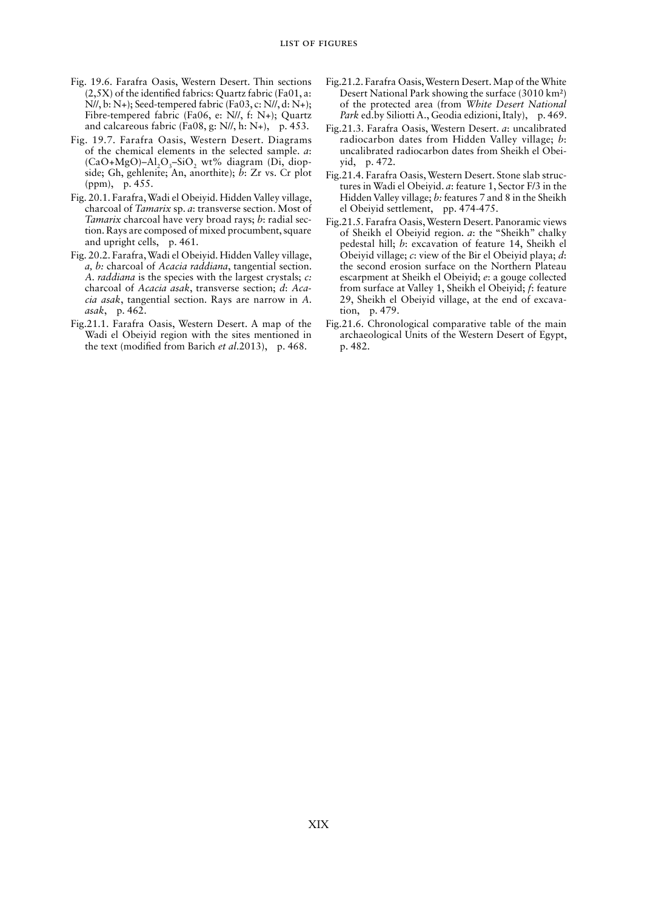Fig. 19.6. Farafra Oasis, Western Desert. Thin sections (2,5X) of the identified fabrics: Quartz fabric (Fa01, a: N//, b: N+); Seed-tempered fabric (Fa03, c: N//, d: N+); Fibre-tempered fabric (Fa06, e: N//, f: N+); Quartz and calcareous fabric (Fa08, g: N//, h: N+), p. 453.

Fig. 19.7. Farafra Oasis, Western Desert. Diagrams of the chemical elements in the selected sample. *a*: $(CaO+MgO)–Al_2O_3–SiO_2$ wt% diagram (Di, diopside; Gh, gehlenite; An, anorthite); *b*: Zr vs. Cr plot (ppm), p. 455.

Fig. 20.1. Farafra, Wadi el Obeiyid. Hidden Valley village, charcoal of *Tamarix* sp. *a*: transverse section. Most of *Tamarix* charcoal have very broad rays; *b*: radial section. Rays are composed of mixed procumbent, square and upright cells, p. 461.

Fig. 20.2. Farafra, Wadi el Obeiyid. Hidden Valley village, *a, b:* charcoal of *Acacia raddiana*, tangential section. *A. raddiana* is the species with the largest crystals; *c:* charcoal of *Acacia asak*, transverse section; *d*: *Acacia asak*, tangential section. Rays are narrow in *A. asak*, p. 462.

Fig.21.1. Farafra Oasis, Western Desert. A map of the Wadi el Obeiyid region with the sites mentioned in the text (modified from Barich *et al*.2013), p. 468.

Fig.21.2. Farafra Oasis, Western Desert. Map of the White Desert National Park showing the surface (3010 km²) of the protected area (from *White Desert National Park* ed.by Siliotti A., Geodia edizioni, Italy), p. 469.

Fig.21.3. Farafra Oasis, Western Desert. *a*: uncalibrated radiocarbon dates from Hidden Valley village; *b*: uncalibrated radiocarbon dates from Sheikh el Obeiyid, p. 472.

Fig.21.4. Farafra Oasis, Western Desert. Stone slab structures in Wadi el Obeiyid. *a*: feature 1, Sector F/3 in the Hidden Valley village; *b*: features 7 and 8 in the Sheikh el Obeiyid settlement, pp. 474-475.

Fig.21.5. Farafra Oasis, Western Desert. Panoramic views of Sheikh el Obeiyid region. *a*: the "Sheikh" chalky pedestal hill; *b*: excavation of feature 14, Sheikh el Obeiyid village; *c*: view of the Bir el Obeiyid playa; *d*: the second erosion surface on the Northern Plateau escarpment at Sheikh el Obeiyid; *e*: a gouge collected from surface at Valley 1, Sheikh el Obeiyid; *f*: feature 29, Sheikh el Obeiyid village, at the end of excavation, p. 479.

Fig.21.6. Chronological comparative table of the main archaeological Units of the Western Desert of Egypt, p. 482.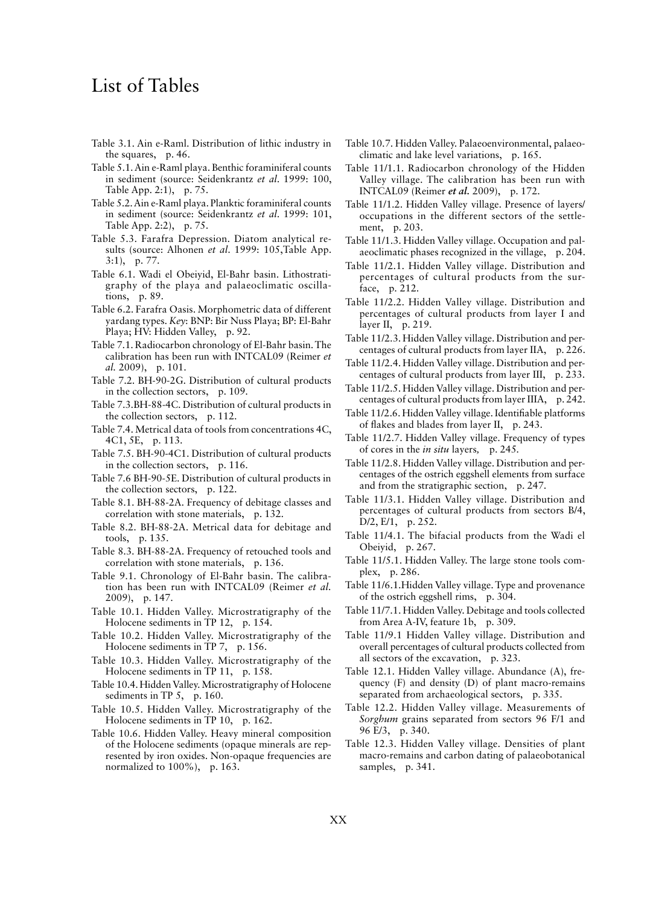# List of Tables

Table 3.1. Ain e-Raml. Distribution of lithic industry in the squares, p. 46.

Table 5.1. Ain e-Raml playa. Benthic foraminiferal counts in sediment (source: Seidenkrantz *et al*. 1999: 100, Table App. 2:1), p. 75.

Table 5.2. Ain e-Raml playa. Planktic foraminiferal counts in sediment (source: Seidenkrantz *et al*. 1999: 101, Table App. 2:2), p. 75.

Table 5.3. Farafra Depression. Diatom analytical results (source: Alhonen *et al*. 1999: 105,Table App. 3:1), p. 77.

Table 6.1. Wadi el Obeiyid, El-Bahr basin. Lithostratigraphy of the playa and palaeoclimatic oscillations, p. 89.

Table 6.2. Farafra Oasis. Morphometric data of different yardang types. *Key*: BNP: Bir Nuss Playa; BP: El-Bahr Playa; HV: Hidden Valley, p. 92.

Table 7.1. Radiocarbon chronology of El-Bahr basin. The calibration has been run with INTCAL09 (Reimer *et al*. 2009), p. 101.

Table 7.2. BH-90-2G. Distribution of cultural products in the collection sectors, p. 109.

Table 7.3.BH-88-4C. Distribution of cultural products in the collection sectors, p. 112.

Table 7.4. Metrical data of tools from concentrations 4C, 4C1, 5E, p. 113.

Table 7.5. BH-90-4C1. Distribution of cultural products in the collection sectors, p. 116.

Table 7.6 BH-90-5E. Distribution of cultural products in the collection sectors, p. 122.

Table 8.1. BH-88-2A. Frequency of debitage classes and correlation with stone materials, p. 132.

Table 8.2. BH-88-2A. Metrical data for debitage and tools, p. 135.

Table 8.3. BH-88-2A. Frequency of retouched tools and correlation with stone materials, p. 136.

Table 9.1. Chronology of El-Bahr basin. The calibration has been run with INTCAL09 (Reimer *et al*. 2009), p. 147.

Table 10.1. Hidden Valley. Microstratigraphy of the Holocene sediments in TP 12, p. 154.

Table 10.2. Hidden Valley. Microstratigraphy of the Holocene sediments in TP 7, p. 156.

Table 10.3. Hidden Valley. Microstratigraphy of the Holocene sediments in TP 11, p. 158.

Table 10.4. Hidden Valley. Microstratigraphy of Holocene sediments in TP 5, p. 160.

Table 10.5. Hidden Valley. Microstratigraphy of the Holocene sediments in TP 10, p. 162.

Table 10.6. Hidden Valley. Heavy mineral composition of the Holocene sediments (opaque minerals are represented by iron oxides. Non-opaque frequencies are normalized to 100%), p. 163.

Table 10.7. Hidden Valley. Palaeoenvironmental, palaeoclimatic and lake level variations, p. 165.

Table 11/1.1. Radiocarbon chronology of the Hidden Valley village. The calibration has been run with INTCAL09 (Reimer ***et al.*** 2009), p. 172.

Table 11/1.2. Hidden Valley village. Presence of layers/ occupations in the different sectors of the settlement, p. 203.

Table 11/1.3. Hidden Valley village. Occupation and palaeoclimatic phases recognized in the village, p. 204.

Table 11/2.1. Hidden Valley village. Distribution and percentages of cultural products from the surface, p. 212.

Table 11/2.2. Hidden Valley village. Distribution and percentages of cultural products from layer I and layer II, p. 219.

Table 11/2.3. Hidden Valley village. Distribution and percentages of cultural products from layer IIA, p. 226.

Table 11/2.4. Hidden Valley village. Distribution and percentages of cultural products from layer III, p. 233.

Table 11/2.5. Hidden Valley village. Distribution and percentages of cultural products from layer IIIA, p. 242.

Table 11/2.6. Hidden Valley village. Identifiable platforms of flakes and blades from layer II, p. 243.

Table 11/2.7. Hidden Valley village. Frequency of types of cores in the *in situ* layers, p. 245.

Table 11/2.8. Hidden Valley village. Distribution and percentages of the ostrich eggshell elements from surface and from the stratigraphic section, p. 247.

Table 11/3.1. Hidden Valley village. Distribution and percentages of cultural products from sectors B/4, D/2, E/1, p. 252.

Table 11/4.1. The bifacial products from the Wadi el Obeiyid, p. 267.

Table 11/5.1. Hidden Valley. The large stone tools complex, p. 286.

Table 11/6.1.Hidden Valley village. Type and provenance of the ostrich eggshell rims, p. 304.

Table 11/7.1. Hidden Valley. Debitage and tools collected from Area A-IV, feature 1b, p. 309.

Table 11/9.1 Hidden Valley village. Distribution and overall percentages of cultural products collected from all sectors of the excavation, p. 323.

Table 12.1. Hidden Valley village. Abundance (A), frequency (F) and density (D) of plant macro-remains separated from archaeological sectors, p. 335.

Table 12.2. Hidden Valley village. Measurements of *Sorghum* grains separated from sectors 96 F/1 and 96 E/3, p. 340.

Table 12.3. Hidden Valley village. Densities of plant macro-remains and carbon dating of palaeobotanical samples, p. 341.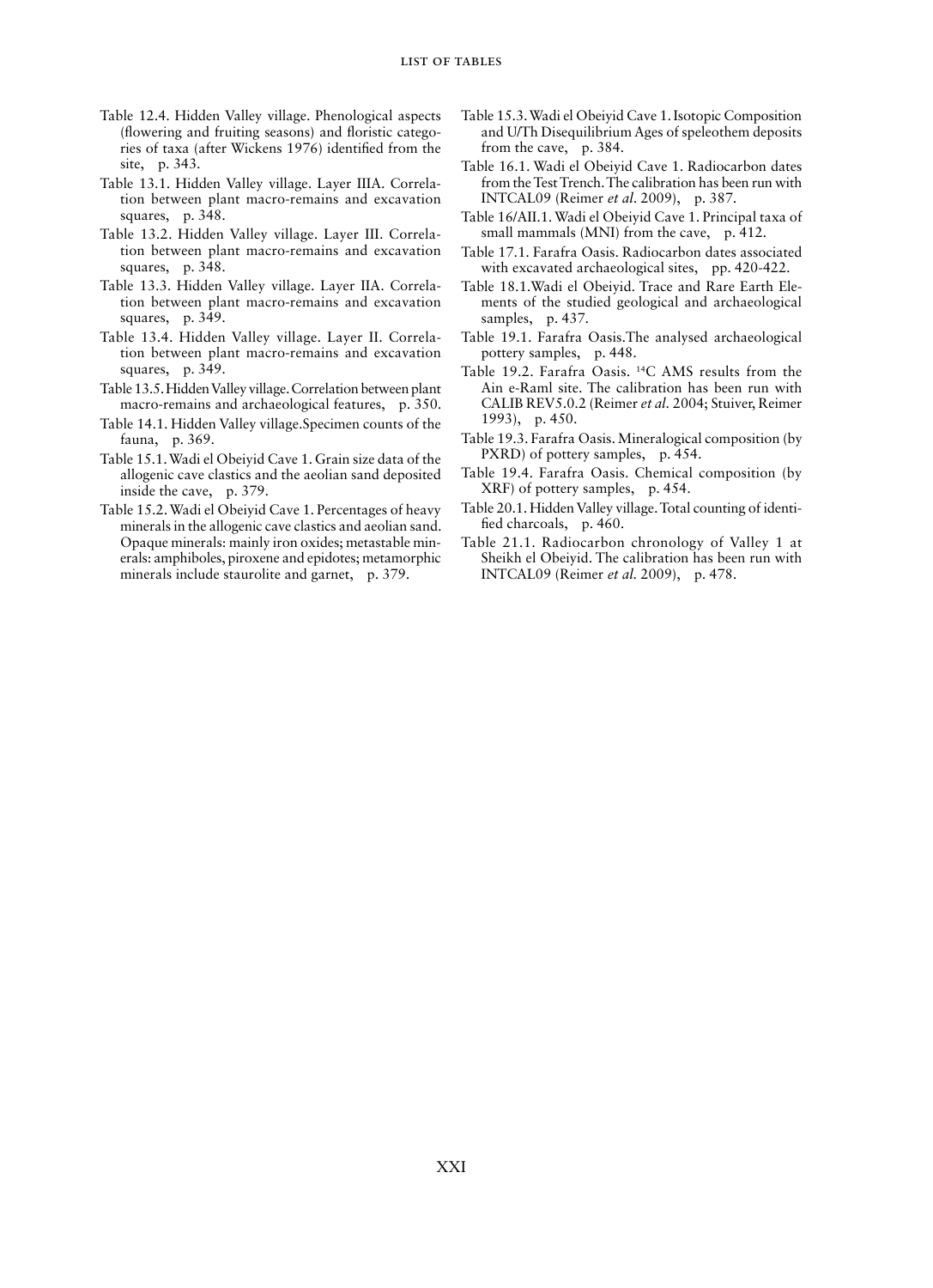- Table 12.4. Hidden Valley village. Phenological aspects (flowering and fruiting seasons) and floristic categories of taxa (after Wickens 1976) identified from the site, p. 343.
- Table 13.1. Hidden Valley village. Layer IIIA. Correlation between plant macro-remains and excavation squares, p. 348.
- Table 13.2. Hidden Valley village. Layer III. Correlation between plant macro-remains and excavation squares, p. 348.
- Table 13.3. Hidden Valley village. Layer IIA. Correlation between plant macro-remains and excavation squares, p. 349.
- Table 13.4. Hidden Valley village. Layer II. Correlation between plant macro-remains and excavation squares, p. 349.
- Table 13.5. Hidden Valley village. Correlation between plant macro-remains and archaeological features, p. 350.
- Table 14.1. Hidden Valley village.Specimen counts of the fauna, p. 369.
- Table 15.1. Wadi el Obeiyid Cave 1. Grain size data of the allogenic cave clastics and the aeolian sand deposited inside the cave, p. 379.
- Table 15.2. Wadi el Obeiyid Cave 1. Percentages of heavy minerals in the allogenic cave clastics and aeolian sand. Opaque minerals: mainly iron oxides; metastable minerals: amphiboles, piroxene and epidotes; metamorphic minerals include staurolite and garnet, p. 379.
- Table 15.3. Wadi el Obeiyid Cave 1. Isotopic Composition and U/Th Disequilibrium Ages of speleothem deposits from the cave, p. 384.
- Table 16.1. Wadi el Obeiyid Cave 1. Radiocarbon dates from the Test Trench. The calibration has been run with INTCAL09 (Reimer *et al.* 2009), p. 387.
- Table 16/AII.1. Wadi el Obeiyid Cave 1. Principal taxa of small mammals (MNI) from the cave, p. 412.
- Table 17.1. Farafra Oasis. Radiocarbon dates associated with excavated archaeological sites, pp. 420-422.
- Table 18.1.Wadi el Obeiyid. Trace and Rare Earth Elements of the studied geological and archaeological samples, p. 437.
- Table 19.1. Farafra Oasis.The analysed archaeological pottery samples, p. 448.
- Table 19.2. Farafra Oasis. $^{14}$C AMS results from the Ain e-Raml site. The calibration has been run with CALIB REV5.0.2 (Reimer *et al.* 2004; Stuiver, Reimer 1993), p. 450.
- Table 19.3. Farafra Oasis. Mineralogical composition (by PXRD) of pottery samples, p. 454.
- Table 19.4. Farafra Oasis. Chemical composition (by XRF) of pottery samples, p. 454.
- Table 20.1. Hidden Valley village. Total counting of identified charcoals, p. 460.
- Table 21.1. Radiocarbon chronology of Valley 1 at Sheikh el Obeiyid. The calibration has been run with INTCAL09 (Reimer *et al.* 2009), p. 478.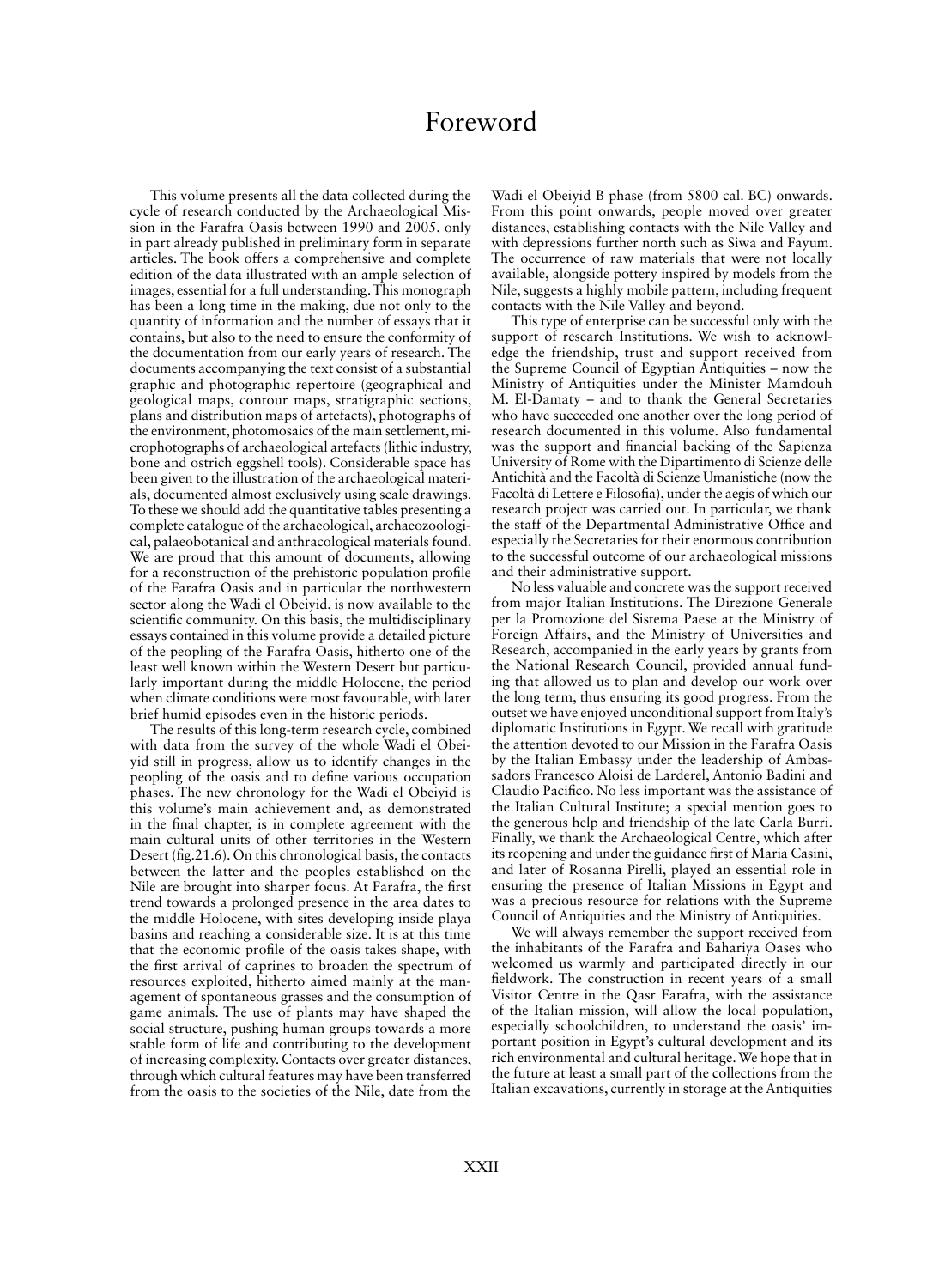# Foreword

This volume presents all the data collected during the cycle of research conducted by the Archaeological Mission in the Farafra Oasis between 1990 and 2005, only in part already published in preliminary form in separate articles. The book offers a comprehensive and complete edition of the data illustrated with an ample selection of images, essential for a full understanding. This monograph has been a long time in the making, due not only to the quantity of information and the number of essays that it contains, but also to the need to ensure the conformity of the documentation from our early years of research. The documents accompanying the text consist of a substantial graphic and photographic repertoire (geographical and geological maps, contour maps, stratigraphic sections, plans and distribution maps of artefacts), photographs of the environment, photomosaics of the main settlement, microphotographs of archaeological artefacts (lithic industry, bone and ostrich eggshell tools). Considerable space has been given to the illustration of the archaeological materials, documented almost exclusively using scale drawings. To these we should add the quantitative tables presenting a complete catalogue of the archaeological, archaeozoological, palaeobotanical and anthracological materials found. We are proud that this amount of documents, allowing for a reconstruction of the prehistoric population profile of the Farafra Oasis and in particular the northwestern sector along the Wadi el Obeiyid, is now available to the scientific community. On this basis, the multidisciplinary essays contained in this volume provide a detailed picture of the peopling of the Farafra Oasis, hitherto one of the least well known within the Western Desert but particularly important during the middle Holocene, the period when climate conditions were most favourable, with later brief humid episodes even in the historic periods.

The results of this long-term research cycle, combined with data from the survey of the whole Wadi el Obeiyid still in progress, allow us to identify changes in the peopling of the oasis and to define various occupation phases. The new chronology for the Wadi el Obeiyid is this volume's main achievement and, as demonstrated in the final chapter, is in complete agreement with the main cultural units of other territories in the Western Desert (fig.21.6). On this chronological basis, the contacts between the latter and the peoples established on the Nile are brought into sharper focus. At Farafra, the first trend towards a prolonged presence in the area dates to the middle Holocene, with sites developing inside playa basins and reaching a considerable size. It is at this time that the economic profile of the oasis takes shape, with the first arrival of caprines to broaden the spectrum of resources exploited, hitherto aimed mainly at the management of spontaneous grasses and the consumption of game animals. The use of plants may have shaped the social structure, pushing human groups towards a more stable form of life and contributing to the development of increasing complexity. Contacts over greater distances, through which cultural features may have been transferred from the oasis to the societies of the Nile, date from the Wadi el Obeiyid B phase (from 5800 cal. BC) onwards. From this point onwards, people moved over greater distances, establishing contacts with the Nile Valley and with depressions further north such as Siwa and Fayum. The occurrence of raw materials that were not locally available, alongside pottery inspired by models from the Nile, suggests a highly mobile pattern, including frequent contacts with the Nile Valley and beyond.

This type of enterprise can be successful only with the support of research Institutions. We wish to acknowledge the friendship, trust and support received from the Supreme Council of Egyptian Antiquities – now the Ministry of Antiquities under the Minister Mamdouh M. El-Damaty – and to thank the General Secretaries who have succeeded one another over the long period of research documented in this volume. Also fundamental was the support and financial backing of the Sapienza University of Rome with the Dipartimento di Scienze delle Antichità and the Facoltà di Scienze Umanistiche (now the Facoltà di Lettere e Filosofia), under the aegis of which our research project was carried out. In particular, we thank the staff of the Departmental Administrative Office and especially the Secretaries for their enormous contribution to the successful outcome of our archaeological missions and their administrative support.

No less valuable and concrete was the support received from major Italian Institutions. The Direzione Generale per la Promozione del Sistema Paese at the Ministry of Foreign Affairs, and the Ministry of Universities and Research, accompanied in the early years by grants from the National Research Council, provided annual funding that allowed us to plan and develop our work over the long term, thus ensuring its good progress. From the outset we have enjoyed unconditional support from Italy's diplomatic Institutions in Egypt. We recall with gratitude the attention devoted to our Mission in the Farafra Oasis by the Italian Embassy under the leadership of Ambassadors Francesco Aloisi de Larderel, Antonio Badini and Claudio Pacifico. No less important was the assistance of the Italian Cultural Institute; a special mention goes to the generous help and friendship of the late Carla Burri. Finally, we thank the Archaeological Centre, which after its reopening and under the guidance first of Maria Casini, and later of Rosanna Pirelli, played an essential role in ensuring the presence of Italian Missions in Egypt and was a precious resource for relations with the Supreme Council of Antiquities and the Ministry of Antiquities.

We will always remember the support received from the inhabitants of the Farafra and Bahariya Oases who welcomed us warmly and participated directly in our fieldwork. The construction in recent years of a small Visitor Centre in the Qasr Farafra, with the assistance of the Italian mission, will allow the local population, especially schoolchildren, to understand the oasis' important position in Egypt's cultural development and its rich environmental and cultural heritage. We hope that in the future at least a small part of the collections from the Italian excavations, currently in storage at the Antiquities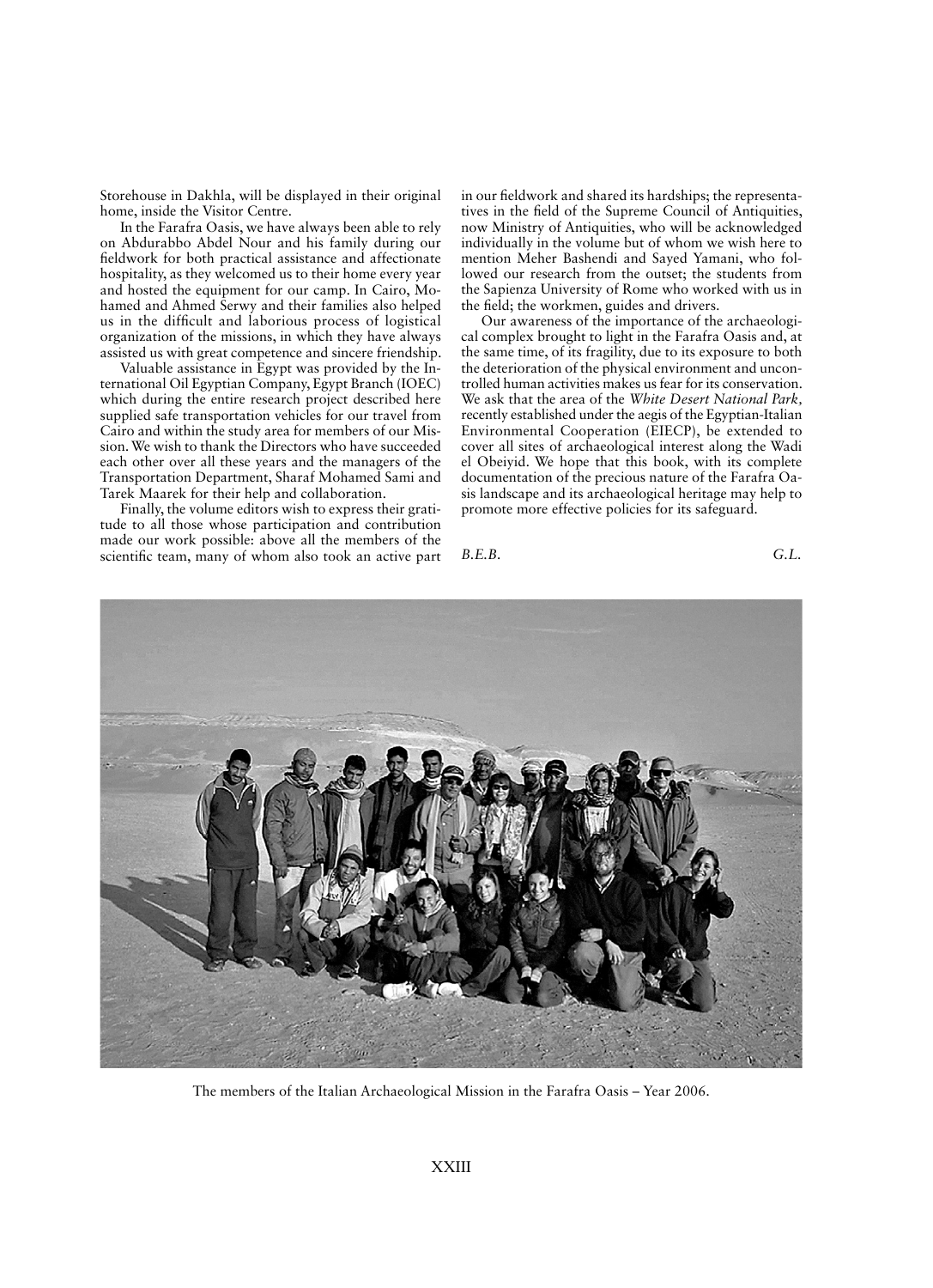Storehouse in Dakhla, will be displayed in their original home, inside the Visitor Centre.

In the Farafra Oasis, we have always been able to rely on Abdurabbo Abdel Nour and his family during our fieldwork for both practical assistance and affectionate hospitality, as they welcomed us to their home every year and hosted the equipment for our camp. In Cairo, Mohamed and Ahmed Serwy and their families also helped us in the difficult and laborious process of logistical organization of the missions, in which they have always assisted us with great competence and sincere friendship.

Valuable assistance in Egypt was provided by the International Oil Egyptian Company, Egypt Branch (IOEC) which during the entire research project described here supplied safe transportation vehicles for our travel from Cairo and within the study area for members of our Mission. We wish to thank the Directors who have succeeded each other over all these years and the managers of the Transportation Department, Sharaf Mohamed Sami and Tarek Maarek for their help and collaboration.

Finally, the volume editors wish to express their gratitude to all those whose participation and contribution made our work possible: above all the members of the scientific team, many of whom also took an active part in our fieldwork and shared its hardships; the representatives in the field of the Supreme Council of Antiquities, now Ministry of Antiquities, who will be acknowledged individually in the volume but of whom we wish here to mention Meher Bashendi and Sayed Yamani, who followed our research from the outset; the students from the Sapienza University of Rome who worked with us in the field; the workmen, guides and drivers.

Our awareness of the importance of the archaeological complex brought to light in the Farafra Oasis and, at the same time, of its fragility, due to its exposure to both the deterioration of the physical environment and uncontrolled human activities makes us fear for its conservation. We ask that the area of the *White Desert National Park,* recently established under the aegis of the Egyptian-Italian Environmental Cooperation (EIECP), be extended to cover all sites of archaeological interest along the Wadi el Obeiyid. We hope that this book, with its complete documentation of the precious nature of the Farafra Oasis landscape and its archaeological heritage may help to promote more effective policies for its safeguard.

*B.E.B.* *G.L.*

The members of the Italian Archaeological Mission in the Farafra Oasis – Year 2006.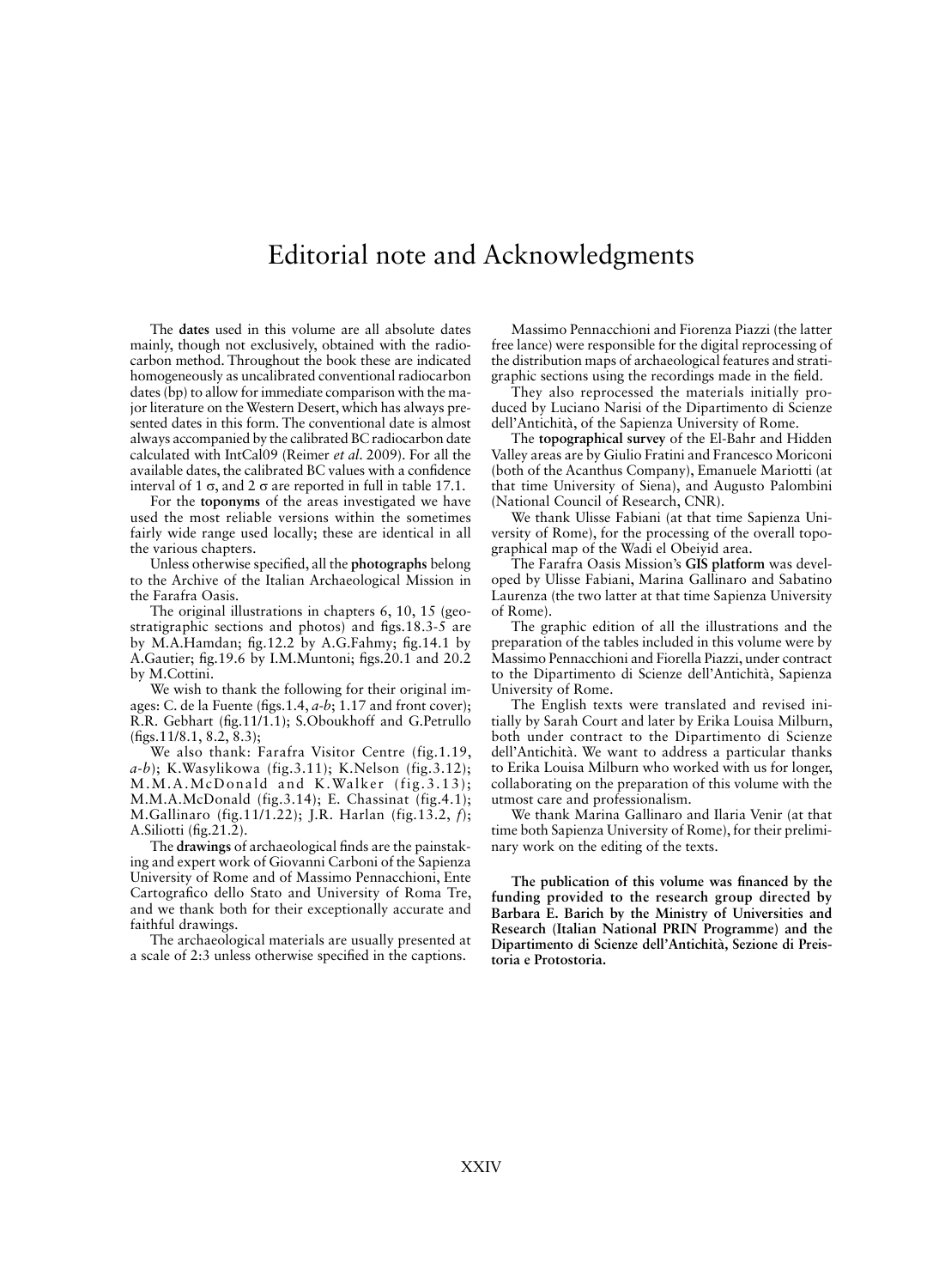# Editorial note and Acknowledgments

The **dates** used in this volume are all absolute dates mainly, though not exclusively, obtained with the radiocarbon method. Throughout the book these are indicated homogeneously as uncalibrated conventional radiocarbon dates (bp) to allow for immediate comparison with the major literature on the Western Desert, which has always presented dates in this form. The conventional date is almost always accompanied by the calibrated BC radiocarbon date calculated with IntCal09 (Reimer *et al.* 2009). For all the available dates, the calibrated BC values with a confidence interval of 1 σ, and 2 σ are reported in full in table 17.1.

For the **toponyms** of the areas investigated we have used the most reliable versions within the sometimes fairly wide range used locally; these are identical in all the various chapters.

Unless otherwise specified, all the **photographs** belong to the Archive of the Italian Archaeological Mission in the Farafra Oasis.

The original illustrations in chapters 6, 10, 15 (geostratigraphic sections and photos) and figs.18.3-5 are by M.A.Hamdan; fig.12.2 by A.G.Fahmy; fig.14.1 by A.Gautier; fig.19.6 by I.M.Muntoni; figs.20.1 and 20.2 by M.Cottini.

We wish to thank the following for their original images: C. de la Fuente (figs.1.4, *a-b*; 1.17 and front cover); R.R. Gebhart (fig.11/1.1); S.Oboukhoff and G.Petrullo (figs.11/8.1, 8.2, 8.3);

We also thank: Farafra Visitor Centre (fig.1.19, *a-b*); K.Wasylikowa (fig.3.11); K.Nelson (fig.3.12); M.M.A.McDonald and K.Walker (fig.3.13); M.M.A.McDonald (fig.3.14); E. Chassinat (fig.4.1); M.Gallinaro (fig.11/1.22); J.R. Harlan (fig.13.2, *f*); A.Siliotti (fig.21.2).

The **drawings** of archaeological finds are the painstaking and expert work of Giovanni Carboni of the Sapienza University of Rome and of Massimo Pennacchioni, Ente Cartografico dello Stato and University of Roma Tre, and we thank both for their exceptionally accurate and faithful drawings.

The archaeological materials are usually presented at a scale of 2:3 unless otherwise specified in the captions.

Massimo Pennacchioni and Fiorenza Piazzi (the latter free lance) were responsible for the digital reprocessing of the distribution maps of archaeological features and stratigraphic sections using the recordings made in the field.

They also reprocessed the materials initially produced by Luciano Narisi of the Dipartimento di Scienze dell'Antichità, of the Sapienza University of Rome.

The **topographical survey** of the El-Bahr and Hidden Valley areas are by Giulio Fratini and Francesco Moriconi (both of the Acanthus Company), Emanuele Mariotti (at that time University of Siena), and Augusto Palombini (National Council of Research, CNR).

We thank Ulisse Fabiani (at that time Sapienza University of Rome), for the processing of the overall topographical map of the Wadi el Obeiyid area.

The Farafra Oasis Mission's **GIS platform** was developed by Ulisse Fabiani, Marina Gallinaro and Sabatino Laurenza (the two latter at that time Sapienza University of Rome).

The graphic edition of all the illustrations and the preparation of the tables included in this volume were by Massimo Pennacchioni and Fiorella Piazzi, under contract to the Dipartimento di Scienze dell'Antichità, Sapienza University of Rome.

The English texts were translated and revised initially by Sarah Court and later by Erika Louisa Milburn, both under contract to the Dipartimento di Scienze dell'Antichità. We want to address a particular thanks to Erika Louisa Milburn who worked with us for longer, collaborating on the preparation of this volume with the utmost care and professionalism.

We thank Marina Gallinaro and Ilaria Venir (at that time both Sapienza University of Rome), for their preliminary work on the editing of the texts.

**The publication of this volume was financed by the funding provided to the research group directed by Barbara E. Barich by the Ministry of Universities and Research (Italian National PRIN Programme) and the Dipartimento di Scienze dell'Antichità, Sezione di Preistoria e Protostoria.**